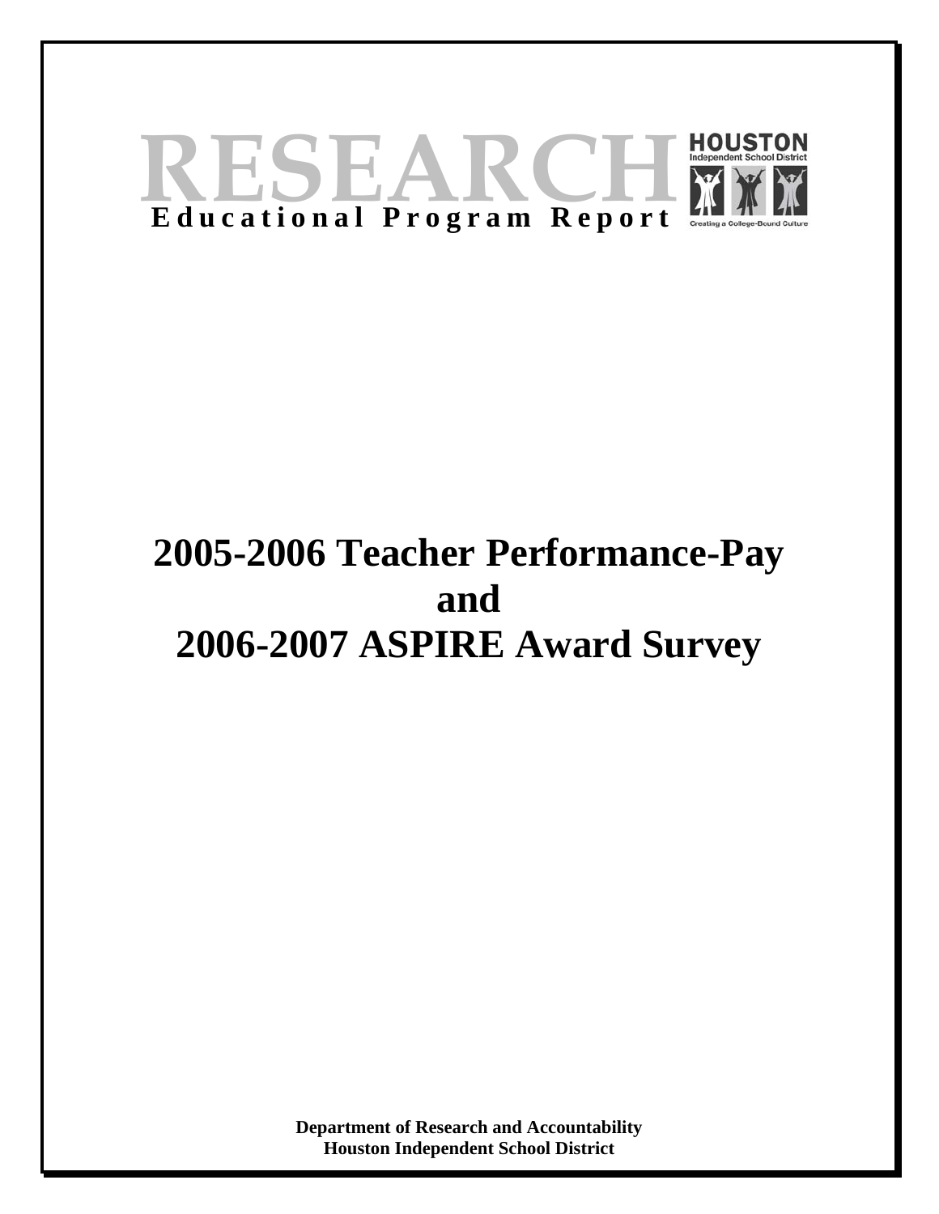RESEARCH

**Educational Program Report**

HOUSTON Independent School District

Creating a College-Bound Culture

# 2005-2006 Teacher Performance-Pay and 2006-2007 ASPIRE Award Survey

**Department of Research and Accountability**
**Houston Independent School District**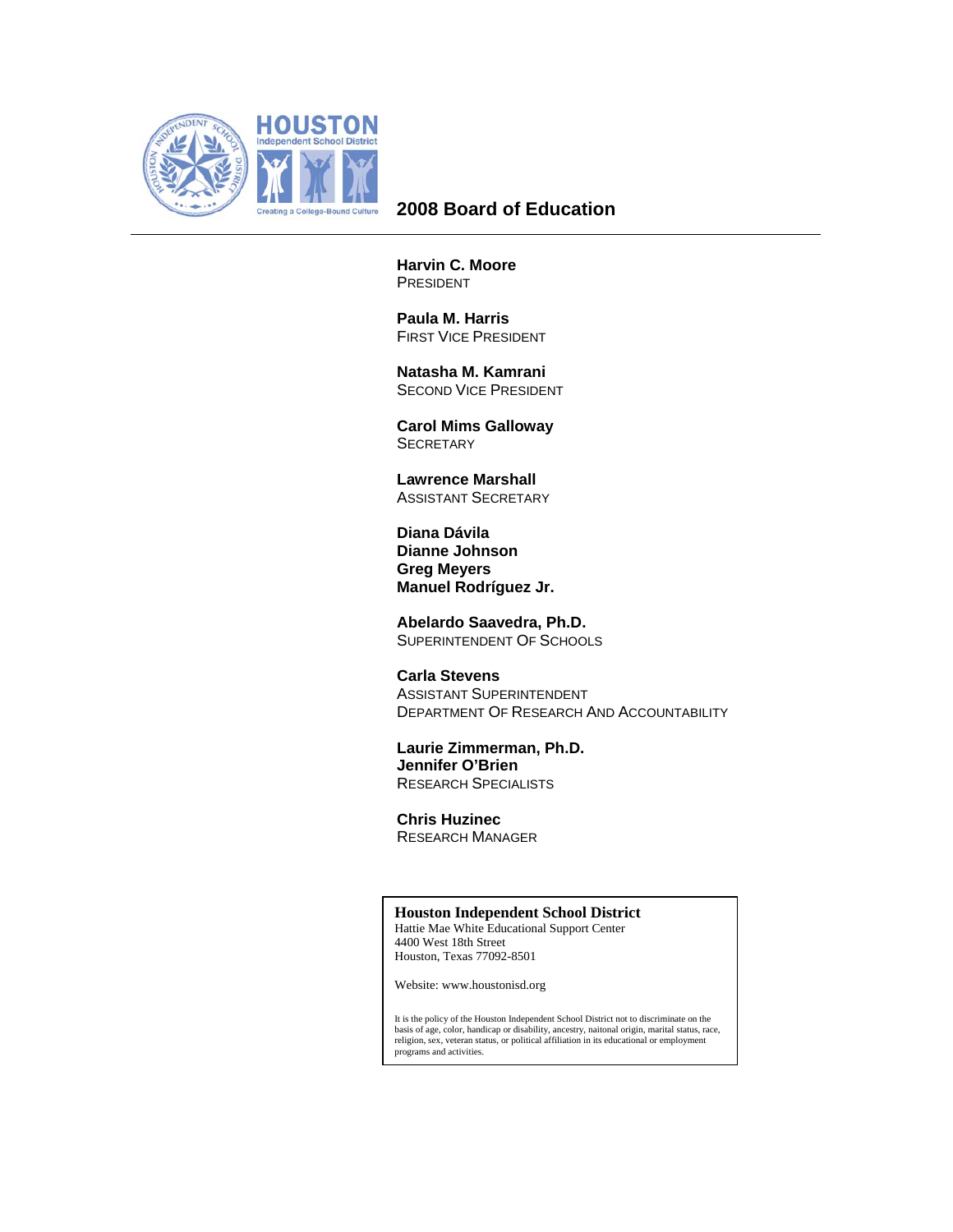HOUSTON
Independent School District
Creating a College-Bound Culture

# 2008 Board of Education

**Harvin C. Moore**
PRESIDENT

**Paula M. Harris**
FIRST VICE PRESIDENT

**Natasha M. Kamrani**
SECOND VICE PRESIDENT

**Carol Mims Galloway**
SECRETARY

**Lawrence Marshall**
ASSISTANT SECRETARY

**Diana Dávila**
**Dianne Johnson**
**Greg Meyers**
**Manuel Rodríguez Jr.**

**Abelardo Saavedra, Ph.D.**
SUPERINTENDENT OF SCHOOLS

**Carla Stevens**
ASSISTANT SUPERINTENDENT
DEPARTMENT OF RESEARCH AND ACCOUNTABILITY

**Laurie Zimmerman, Ph.D.**
**Jennifer O'Brien**
RESEARCH SPECIALISTS

**Chris Huzinec**
RESEARCH MANAGER

**Houston Independent School District**
Hattie Mae White Educational Support Center
4400 West 18th Street
Houston, Texas 77092-8501

Website: www.houstonisd.org

It is the policy of the Houston Independent School District not to discriminate on the basis of age, color, handicap or disability, ancestry, naitonal origin, marital status, race, religion, sex, veteran status, or political affiliation in its educational or employment programs and activities.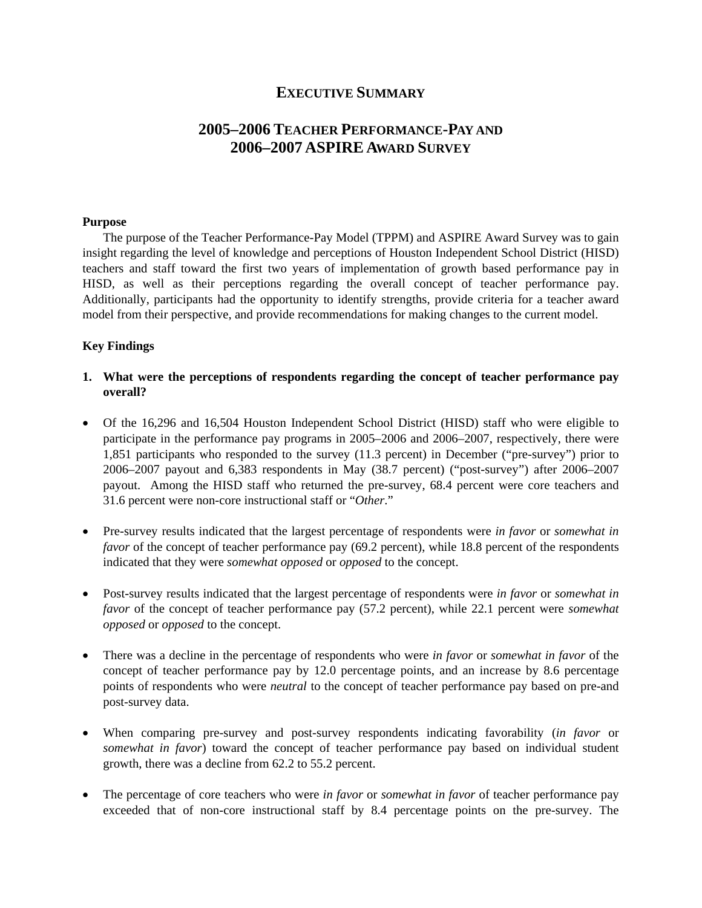# EXECUTIVE SUMMARY

## 2005–2006 TEACHER PERFORMANCE-PAY AND 2006–2007 ASPIRE AWARD SURVEY

**Purpose**

The purpose of the Teacher Performance-Pay Model (TPPM) and ASPIRE Award Survey was to gain insight regarding the level of knowledge and perceptions of Houston Independent School District (HISD) teachers and staff toward the first two years of implementation of growth based performance pay in HISD, as well as their perceptions regarding the overall concept of teacher performance pay. Additionally, participants had the opportunity to identify strengths, provide criteria for a teacher award model from their perspective, and provide recommendations for making changes to the current model.

**Key Findings**

1. **What were the perceptions of respondents regarding the concept of teacher performance pay overall?**

- Of the 16,296 and 16,504 Houston Independent School District (HISD) staff who were eligible to participate in the performance pay programs in 2005–2006 and 2006–2007, respectively, there were 1,851 participants who responded to the survey (11.3 percent) in December ("pre-survey") prior to 2006–2007 payout and 6,383 respondents in May (38.7 percent) ("post-survey") after 2006–2007 payout. Among the HISD staff who returned the pre-survey, 68.4 percent were core teachers and 31.6 percent were non-core instructional staff or "*Other*."
- Pre-survey results indicated that the largest percentage of respondents were *in favor* or *somewhat in favor* of the concept of teacher performance pay (69.2 percent), while 18.8 percent of the respondents indicated that they were *somewhat opposed* or *opposed* to the concept.
- Post-survey results indicated that the largest percentage of respondents were *in favor* or *somewhat in favor* of the concept of teacher performance pay (57.2 percent), while 22.1 percent were *somewhat opposed* or *opposed* to the concept.
- There was a decline in the percentage of respondents who were *in favor* or *somewhat in favor* of the concept of teacher performance pay by 12.0 percentage points, and an increase by 8.6 percentage points of respondents who were *neutral* to the concept of teacher performance pay based on pre-and post-survey data.
- When comparing pre-survey and post-survey respondents indicating favorability (*in favor* or *somewhat in favor*) toward the concept of teacher performance pay based on individual student growth, there was a decline from 62.2 to 55.2 percent.
- The percentage of core teachers who were *in favor* or *somewhat in favor* of teacher performance pay exceeded that of non-core instructional staff by 8.4 percentage points on the pre-survey. The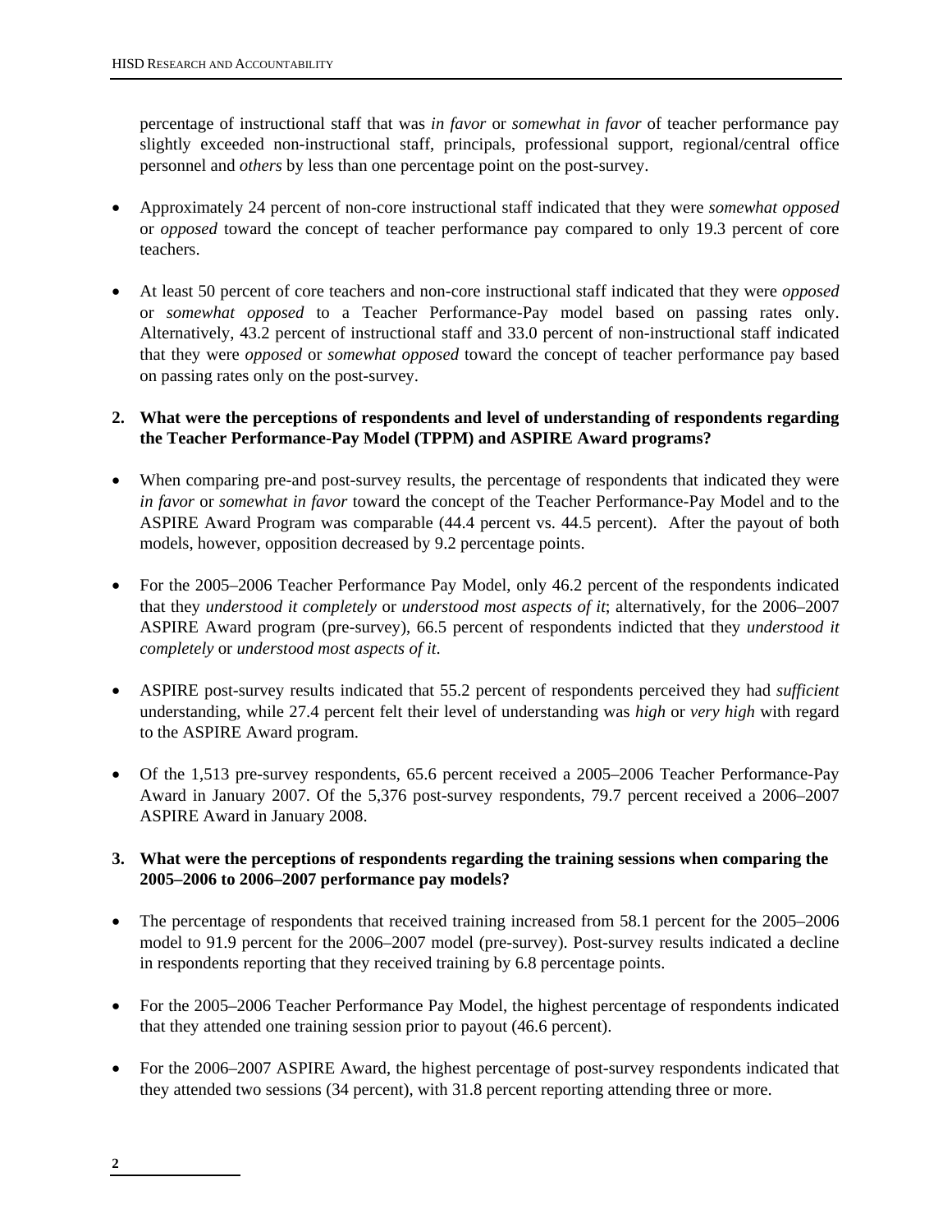percentage of instructional staff that was *in favor* or *somewhat in favor* of teacher performance pay slightly exceeded non-instructional staff, principals, professional support, regional/central office personnel and *others* by less than one percentage point on the post-survey.

- Approximately 24 percent of non-core instructional staff indicated that they were *somewhat opposed* or *opposed* toward the concept of teacher performance pay compared to only 19.3 percent of core teachers.

- At least 50 percent of core teachers and non-core instructional staff indicated that they were *opposed* or *somewhat opposed* to a Teacher Performance-Pay model based on passing rates only. Alternatively, 43.2 percent of instructional staff and 33.0 percent of non-instructional staff indicated that they were *opposed* or *somewhat opposed* toward the concept of teacher performance pay based on passing rates only on the post-survey.

**2. What were the perceptions of respondents and level of understanding of respondents regarding the Teacher Performance-Pay Model (TPPM) and ASPIRE Award programs?**

- When comparing pre-and post-survey results, the percentage of respondents that indicated they were *in favor* or *somewhat in favor* toward the concept of the Teacher Performance-Pay Model and to the ASPIRE Award Program was comparable (44.4 percent vs. 44.5 percent). After the payout of both models, however, opposition decreased by 9.2 percentage points.

- For the 2005–2006 Teacher Performance Pay Model, only 46.2 percent of the respondents indicated that they *understood it completely* or *understood most aspects of it*; alternatively, for the 2006–2007 ASPIRE Award program (pre-survey), 66.5 percent of respondents indicted that they *understood it completely* or *understood most aspects of it*.

- ASPIRE post-survey results indicated that 55.2 percent of respondents perceived they had *sufficient* understanding, while 27.4 percent felt their level of understanding was *high* or *very high* with regard to the ASPIRE Award program.

- Of the 1,513 pre-survey respondents, 65.6 percent received a 2005–2006 Teacher Performance-Pay Award in January 2007. Of the 5,376 post-survey respondents, 79.7 percent received a 2006–2007 ASPIRE Award in January 2008.

**3. What were the perceptions of respondents regarding the training sessions when comparing the 2005–2006 to 2006–2007 performance pay models?**

- The percentage of respondents that received training increased from 58.1 percent for the 2005–2006 model to 91.9 percent for the 2006–2007 model (pre-survey). Post-survey results indicated a decline in respondents reporting that they received training by 6.8 percentage points.

- For the 2005–2006 Teacher Performance Pay Model, the highest percentage of respondents indicated that they attended one training session prior to payout (46.6 percent).

- For the 2006–2007 ASPIRE Award, the highest percentage of post-survey respondents indicated that they attended two sessions (34 percent), with 31.8 percent reporting attending three or more.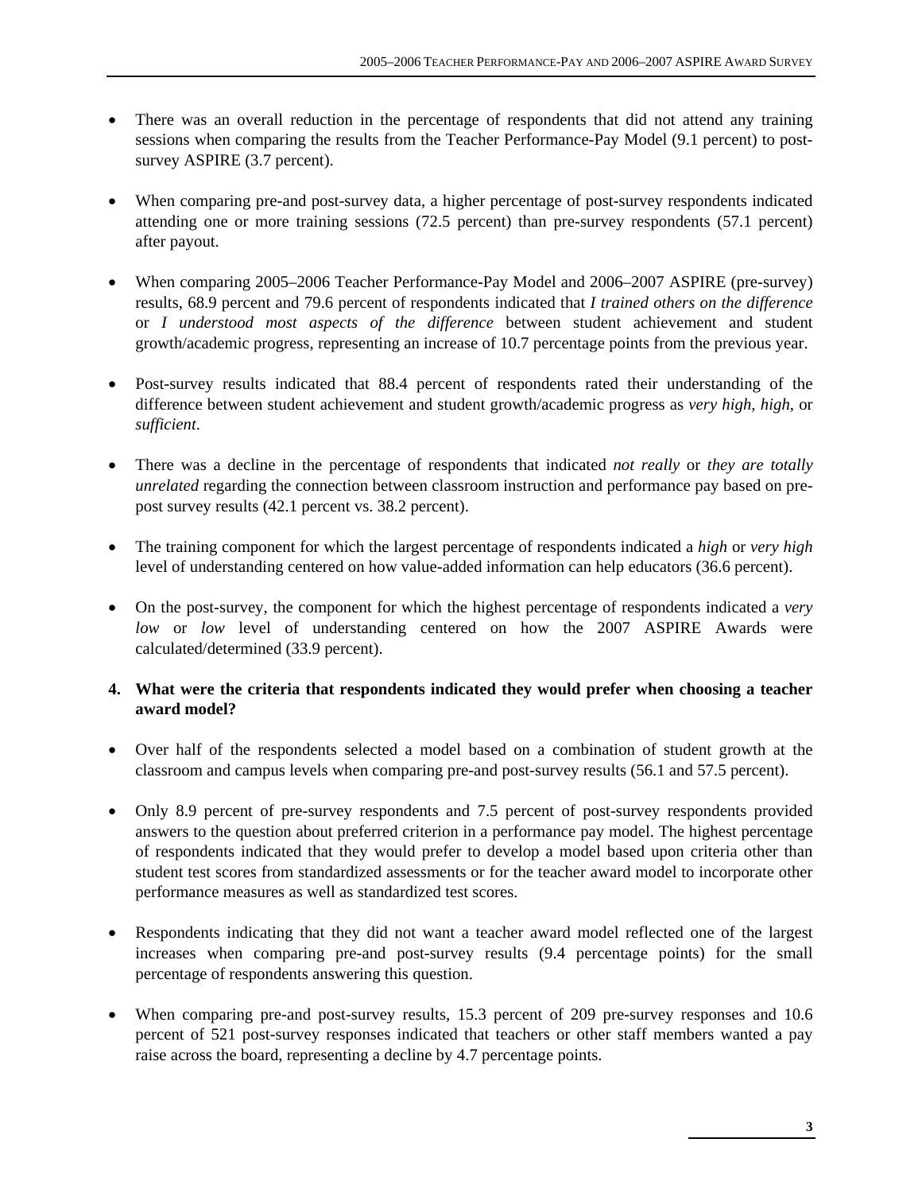- There was an overall reduction in the percentage of respondents that did not attend any training sessions when comparing the results from the Teacher Performance-Pay Model (9.1 percent) to post-survey ASPIRE (3.7 percent).

- When comparing pre-and post-survey data, a higher percentage of post-survey respondents indicated attending one or more training sessions (72.5 percent) than pre-survey respondents (57.1 percent) after payout.

- When comparing 2005–2006 Teacher Performance-Pay Model and 2006–2007 ASPIRE (pre-survey) results, 68.9 percent and 79.6 percent of respondents indicated that *I trained others on the difference* or *I understood most aspects of the difference* between student achievement and student growth/academic progress, representing an increase of 10.7 percentage points from the previous year.

- Post-survey results indicated that 88.4 percent of respondents rated their understanding of the difference between student achievement and student growth/academic progress as *very high*, *high*, or *sufficient*.

- There was a decline in the percentage of respondents that indicated *not really* or *they are totally unrelated* regarding the connection between classroom instruction and performance pay based on pre-post survey results (42.1 percent vs. 38.2 percent).

- The training component for which the largest percentage of respondents indicated a *high* or *very high* level of understanding centered on how value-added information can help educators (36.6 percent).

- On the post-survey, the component for which the highest percentage of respondents indicated a *very low* or *low* level of understanding centered on how the 2007 ASPIRE Awards were calculated/determined (33.9 percent).

**4. What were the criteria that respondents indicated they would prefer when choosing a teacher award model?**

- Over half of the respondents selected a model based on a combination of student growth at the classroom and campus levels when comparing pre-and post-survey results (56.1 and 57.5 percent).

- Only 8.9 percent of pre-survey respondents and 7.5 percent of post-survey respondents provided answers to the question about preferred criterion in a performance pay model. The highest percentage of respondents indicated that they would prefer to develop a model based upon criteria other than student test scores from standardized assessments or for the teacher award model to incorporate other performance measures as well as standardized test scores.

- Respondents indicating that they did not want a teacher award model reflected one of the largest increases when comparing pre-and post-survey results (9.4 percentage points) for the small percentage of respondents answering this question.

- When comparing pre-and post-survey results, 15.3 percent of 209 pre-survey responses and 10.6 percent of 521 post-survey responses indicated that teachers or other staff members wanted a pay raise across the board, representing a decline by 4.7 percentage points.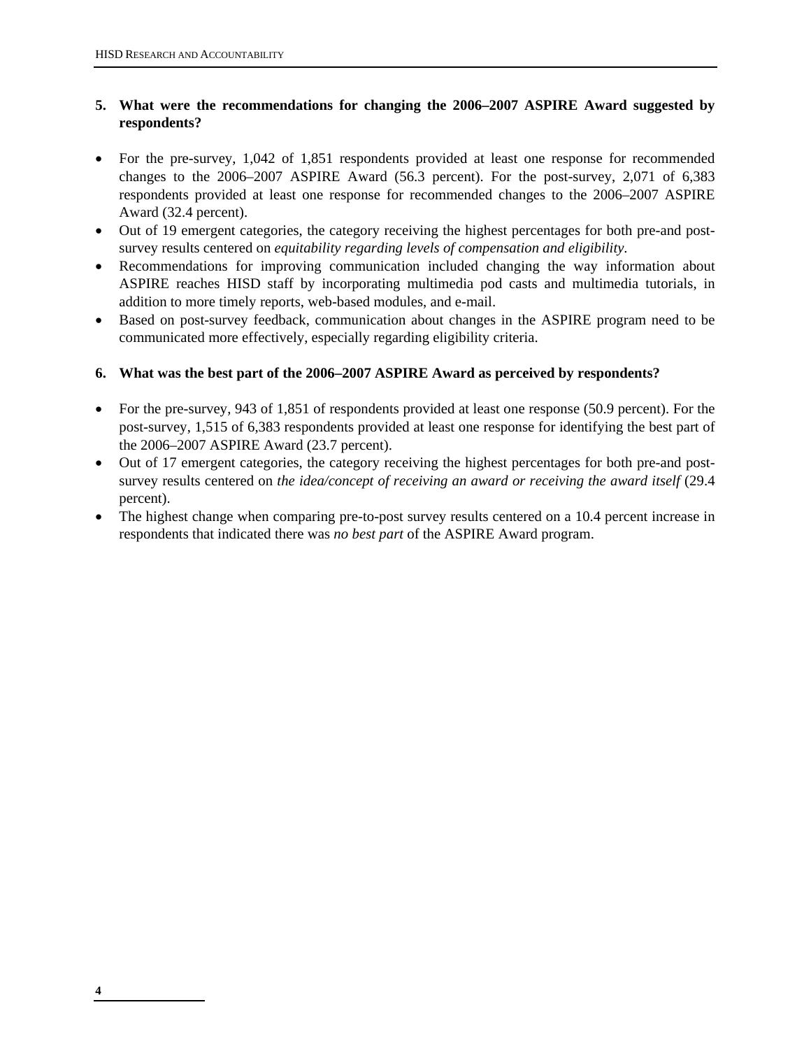**5. What were the recommendations for changing the 2006–2007 ASPIRE Award suggested by respondents?**

- For the pre-survey, 1,042 of 1,851 respondents provided at least one response for recommended changes to the 2006–2007 ASPIRE Award (56.3 percent). For the post-survey, 2,071 of 6,383 respondents provided at least one response for recommended changes to the 2006–2007 ASPIRE Award (32.4 percent).
- Out of 19 emergent categories, the category receiving the highest percentages for both pre-and post-survey results centered on *equitability regarding levels of compensation and eligibility*.
- Recommendations for improving communication included changing the way information about ASPIRE reaches HISD staff by incorporating multimedia pod casts and multimedia tutorials, in addition to more timely reports, web-based modules, and e-mail.
- Based on post-survey feedback, communication about changes in the ASPIRE program need to be communicated more effectively, especially regarding eligibility criteria.

**6. What was the best part of the 2006–2007 ASPIRE Award as perceived by respondents?**

- For the pre-survey, 943 of 1,851 of respondents provided at least one response (50.9 percent). For the post-survey, 1,515 of 6,383 respondents provided at least one response for identifying the best part of the 2006–2007 ASPIRE Award (23.7 percent).
- Out of 17 emergent categories, the category receiving the highest percentages for both pre-and post-survey results centered on *the idea/concept of receiving an award or receiving the award itself* (29.4 percent).
- The highest change when comparing pre-to-post survey results centered on a 10.4 percent increase in respondents that indicated there was *no best part* of the ASPIRE Award program.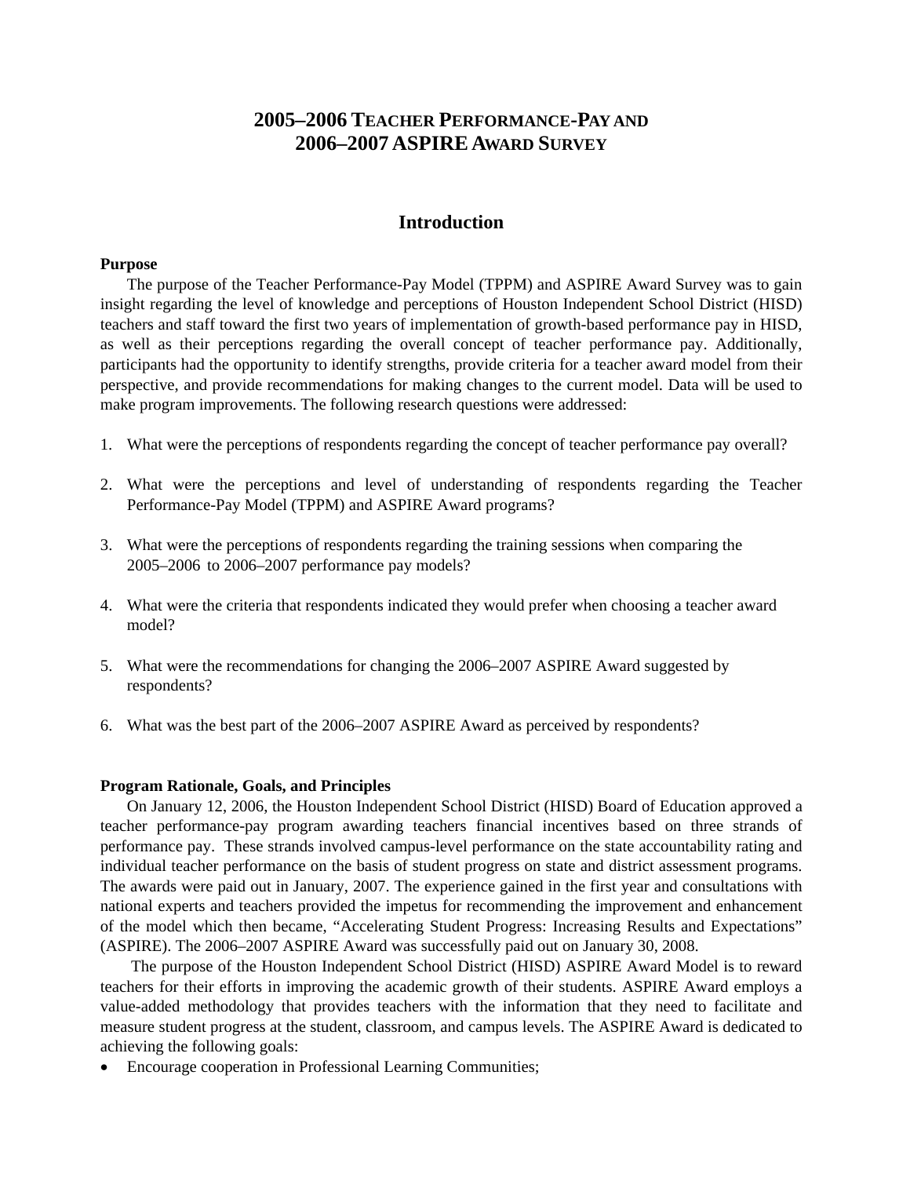# 2005–2006 TEACHER PERFORMANCE-PAY AND 2006–2007 ASPIRE AWARD SURVEY

## Introduction

**Purpose**

The purpose of the Teacher Performance-Pay Model (TPPM) and ASPIRE Award Survey was to gain insight regarding the level of knowledge and perceptions of Houston Independent School District (HISD) teachers and staff toward the first two years of implementation of growth-based performance pay in HISD, as well as their perceptions regarding the overall concept of teacher performance pay. Additionally, participants had the opportunity to identify strengths, provide criteria for a teacher award model from their perspective, and provide recommendations for making changes to the current model. Data will be used to make program improvements. The following research questions were addressed:

1. What were the perceptions of respondents regarding the concept of teacher performance pay overall?

2. What were the perceptions and level of understanding of respondents regarding the Teacher Performance-Pay Model (TPPM) and ASPIRE Award programs?

3. What were the perceptions of respondents regarding the training sessions when comparing the 2005–2006 to 2006–2007 performance pay models?

4. What were the criteria that respondents indicated they would prefer when choosing a teacher award model?

5. What were the recommendations for changing the 2006–2007 ASPIRE Award suggested by respondents?

6. What was the best part of the 2006–2007 ASPIRE Award as perceived by respondents?

**Program Rationale, Goals, and Principles**

On January 12, 2006, the Houston Independent School District (HISD) Board of Education approved a teacher performance-pay program awarding teachers financial incentives based on three strands of performance pay. These strands involved campus-level performance on the state accountability rating and individual teacher performance on the basis of student progress on state and district assessment programs. The awards were paid out in January, 2007. The experience gained in the first year and consultations with national experts and teachers provided the impetus for recommending the improvement and enhancement of the model which then became, "Accelerating Student Progress: Increasing Results and Expectations" (ASPIRE). The 2006–2007 ASPIRE Award was successfully paid out on January 30, 2008.

The purpose of the Houston Independent School District (HISD) ASPIRE Award Model is to reward teachers for their efforts in improving the academic growth of their students. ASPIRE Award employs a value-added methodology that provides teachers with the information that they need to facilitate and measure student progress at the student, classroom, and campus levels. The ASPIRE Award is dedicated to achieving the following goals:

- Encourage cooperation in Professional Learning Communities;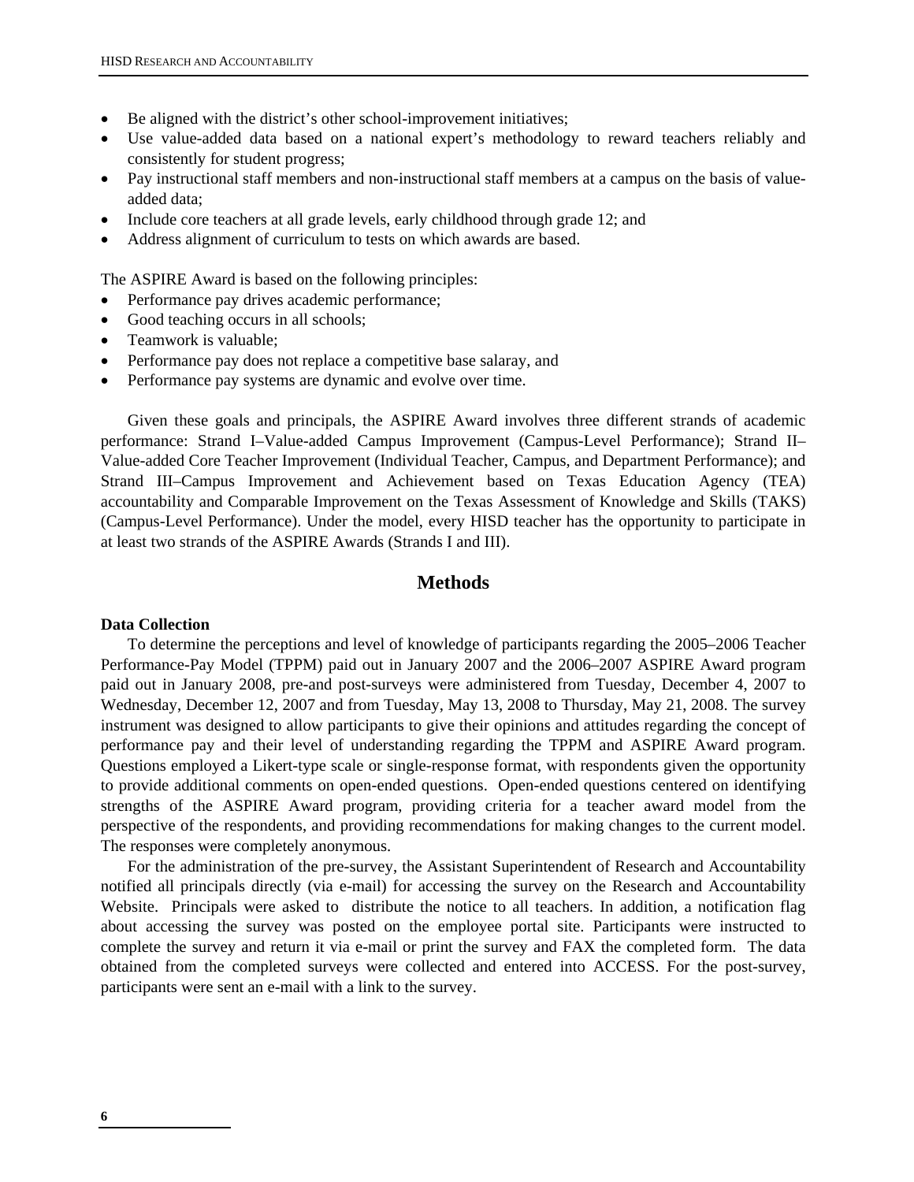- Be aligned with the district's other school-improvement initiatives;
- Use value-added data based on a national expert's methodology to reward teachers reliably and consistently for student progress;
- Pay instructional staff members and non-instructional staff members at a campus on the basis of value-added data;
- Include core teachers at all grade levels, early childhood through grade 12; and
- Address alignment of curriculum to tests on which awards are based.

The ASPIRE Award is based on the following principles:

- Performance pay drives academic performance;
- Good teaching occurs in all schools;
- Teamwork is valuable;
- Performance pay does not replace a competitive base salaray, and
- Performance pay systems are dynamic and evolve over time.

Given these goals and principals, the ASPIRE Award involves three different strands of academic performance: Strand I–Value-added Campus Improvement (Campus-Level Performance); Strand II–Value-added Core Teacher Improvement (Individual Teacher, Campus, and Department Performance); and Strand III–Campus Improvement and Achievement based on Texas Education Agency (TEA) accountability and Comparable Improvement on the Texas Assessment of Knowledge and Skills (TAKS) (Campus-Level Performance). Under the model, every HISD teacher has the opportunity to participate in at least two strands of the ASPIRE Awards (Strands I and III).

## Methods

**Data Collection**

To determine the perceptions and level of knowledge of participants regarding the 2005–2006 Teacher Performance-Pay Model (TPPM) paid out in January 2007 and the 2006–2007 ASPIRE Award program paid out in January 2008, pre-and post-surveys were administered from Tuesday, December 4, 2007 to Wednesday, December 12, 2007 and from Tuesday, May 13, 2008 to Thursday, May 21, 2008. The survey instrument was designed to allow participants to give their opinions and attitudes regarding the concept of performance pay and their level of understanding regarding the TPPM and ASPIRE Award program. Questions employed a Likert-type scale or single-response format, with respondents given the opportunity to provide additional comments on open-ended questions. Open-ended questions centered on identifying strengths of the ASPIRE Award program, providing criteria for a teacher award model from the perspective of the respondents, and providing recommendations for making changes to the current model. The responses were completely anonymous.

For the administration of the pre-survey, the Assistant Superintendent of Research and Accountability notified all principals directly (via e-mail) for accessing the survey on the Research and Accountability Website. Principals were asked to distribute the notice to all teachers. In addition, a notification flag about accessing the survey was posted on the employee portal site. Participants were instructed to complete the survey and return it via e-mail or print the survey and FAX the completed form. The data obtained from the completed surveys were collected and entered into ACCESS. For the post-survey, participants were sent an e-mail with a link to the survey.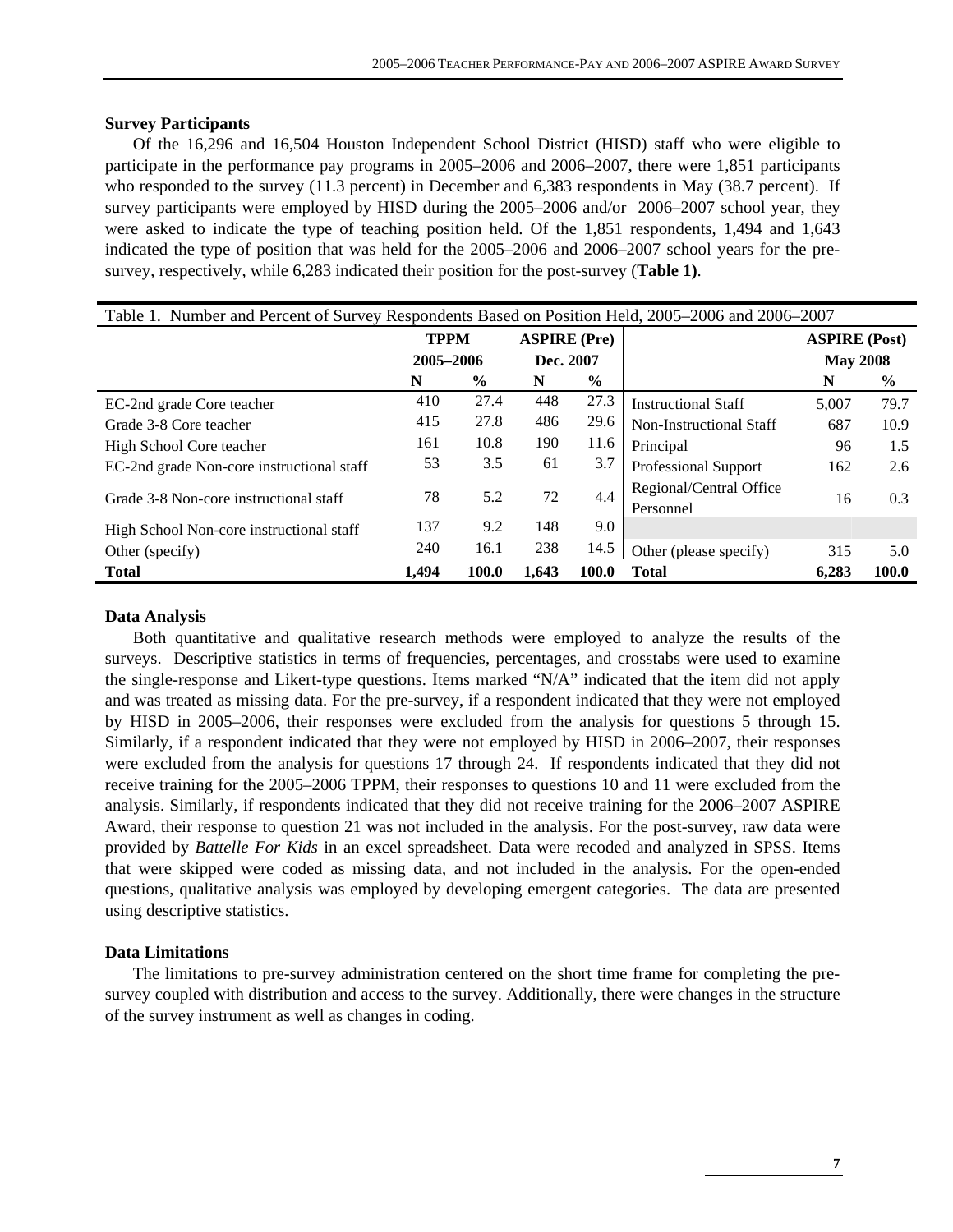### Survey Participants

Of the 16,296 and 16,504 Houston Independent School District (HISD) staff who were eligible to participate in the performance pay programs in 2005–2006 and 2006–2007, there were 1,851 participants who responded to the survey (11.3 percent) in December and 6,383 respondents in May (38.7 percent). If survey participants were employed by HISD during the 2005–2006 and/or 2006–2007 school year, they were asked to indicate the type of teaching position held. Of the 1,851 respondents, 1,494 and 1,643 indicated the type of position that was held for the 2005–2006 and 2006–2007 school years for the pre-survey, respectively, while 6,283 indicated their position for the post-survey (**Table 1**).

Table 1. Number and Percent of Survey Respondents Based on Position Held, 2005–2006 and 2006–2007

| | TPPM 2005–2006 | | ASPIRE (Pre) Dec. 2007 | | | ASPIRE (Post) May 2008 | |
|---|---|---|---|---|---|---|---|
| | **N** | **%** | **N** | **%** | | **N** | **%** |
| EC-2nd grade Core teacher | 410 | 27.4 | 448 | 27.3 | Instructional Staff | 5,007 | 79.7 |
| Grade 3-8 Core teacher | 415 | 27.8 | 486 | 29.6 | Non-Instructional Staff | 687 | 10.9 |
| High School Core teacher | 161 | 10.8 | 190 | 11.6 | Principal | 96 | 1.5 |
| EC-2nd grade Non-core instructional staff | 53 | 3.5 | 61 | 3.7 | Professional Support | 162 | 2.6 |
| Grade 3-8 Non-core instructional staff | 78 | 5.2 | 72 | 4.4 | Regional/Central Office Personnel | 16 | 0.3 |
| High School Non-core instructional staff | 137 | 9.2 | 148 | 9.0 | | | |
| Other (specify) | 240 | 16.1 | 238 | 14.5 | Other (please specify) | 315 | 5.0 |
| **Total** | **1,494** | **100.0** | **1,643** | **100.0** | **Total** | **6,283** | **100.0** |

### Data Analysis

Both quantitative and qualitative research methods were employed to analyze the results of the surveys. Descriptive statistics in terms of frequencies, percentages, and crosstabs were used to examine the single-response and Likert-type questions. Items marked "N/A" indicated that the item did not apply and was treated as missing data. For the pre-survey, if a respondent indicated that they were not employed by HISD in 2005–2006, their responses were excluded from the analysis for questions 5 through 15. Similarly, if a respondent indicated that they were not employed by HISD in 2006–2007, their responses were excluded from the analysis for questions 17 through 24. If respondents indicated that they did not receive training for the 2005–2006 TPPM, their responses to questions 10 and 11 were excluded from the analysis. Similarly, if respondents indicated that they did not receive training for the 2006–2007 ASPIRE Award, their response to question 21 was not included in the analysis. For the post-survey, raw data were provided by *Battelle For Kids* in an excel spreadsheet. Data were recoded and analyzed in SPSS. Items that were skipped were coded as missing data, and not included in the analysis. For the open-ended questions, qualitative analysis was employed by developing emergent categories. The data are presented using descriptive statistics.

### Data Limitations

The limitations to pre-survey administration centered on the short time frame for completing the pre-survey coupled with distribution and access to the survey. Additionally, there were changes in the structure of the survey instrument as well as changes in coding.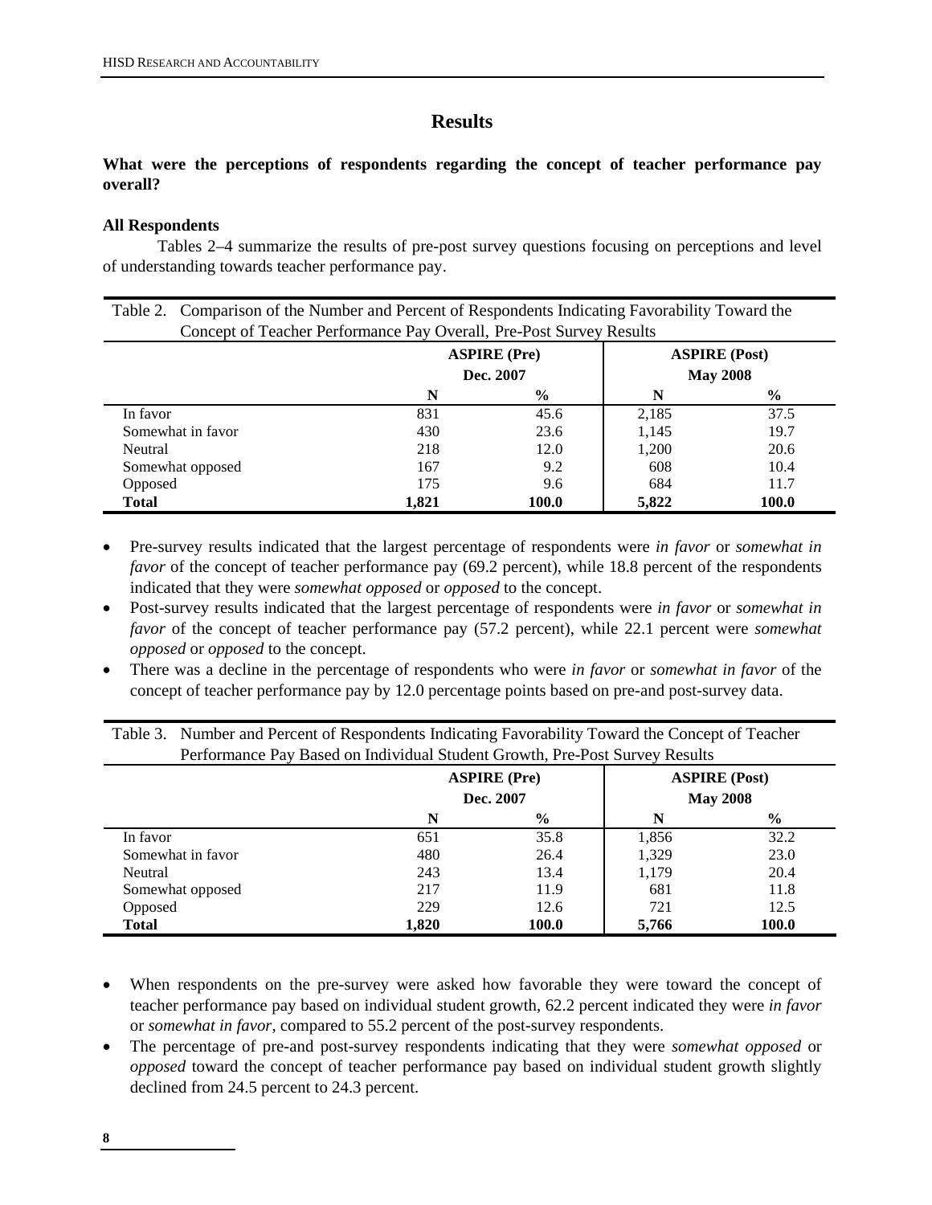## Results

**What were the perceptions of respondents regarding the concept of teacher performance pay overall?**

**All Respondents**

Tables 2–4 summarize the results of pre-post survey questions focusing on perceptions and level of understanding towards teacher performance pay.

Table 2. Comparison of the Number and Percent of Respondents Indicating Favorability Toward the Concept of Teacher Performance Pay Overall, Pre-Post Survey Results

| | ASPIRE (Pre) Dec. 2007 | | ASPIRE (Post) May 2008 | |
|---|---|---|---|---|
| | **N** | **%** | **N** | **%** |
| In favor | 831 | 45.6 | 2,185 | 37.5 |
| Somewhat in favor | 430 | 23.6 | 1,145 | 19.7 |
| Neutral | 218 | 12.0 | 1,200 | 20.6 |
| Somewhat opposed | 167 | 9.2 | 608 | 10.4 |
| Opposed | 175 | 9.6 | 684 | 11.7 |
| **Total** | **1,821** | **100.0** | **5,822** | **100.0** |

- Pre-survey results indicated that the largest percentage of respondents were *in favor* or *somewhat in favor* of the concept of teacher performance pay (69.2 percent), while 18.8 percent of the respondents indicated that they were *somewhat opposed* or *opposed* to the concept.
- Post-survey results indicated that the largest percentage of respondents were *in favor* or *somewhat in favor* of the concept of teacher performance pay (57.2 percent), while 22.1 percent were *somewhat opposed* or *opposed* to the concept.
- There was a decline in the percentage of respondents who were *in favor* or *somewhat in favor* of the concept of teacher performance pay by 12.0 percentage points based on pre-and post-survey data.

Table 3. Number and Percent of Respondents Indicating Favorability Toward the Concept of Teacher Performance Pay Based on Individual Student Growth, Pre-Post Survey Results

| | ASPIRE (Pre) Dec. 2007 | | ASPIRE (Post) May 2008 | |
|---|---|---|---|---|
| | **N** | **%** | **N** | **%** |
| In favor | 651 | 35.8 | 1,856 | 32.2 |
| Somewhat in favor | 480 | 26.4 | 1,329 | 23.0 |
| Neutral | 243 | 13.4 | 1,179 | 20.4 |
| Somewhat opposed | 217 | 11.9 | 681 | 11.8 |
| Opposed | 229 | 12.6 | 721 | 12.5 |
| **Total** | **1,820** | **100.0** | **5,766** | **100.0** |

- When respondents on the pre-survey were asked how favorable they were toward the concept of teacher performance pay based on individual student growth, 62.2 percent indicated they were *in favor* or *somewhat in favor*, compared to 55.2 percent of the post-survey respondents.
- The percentage of pre-and post-survey respondents indicating that they were *somewhat opposed* or *opposed* toward the concept of teacher performance pay based on individual student growth slightly declined from 24.5 percent to 24.3 percent.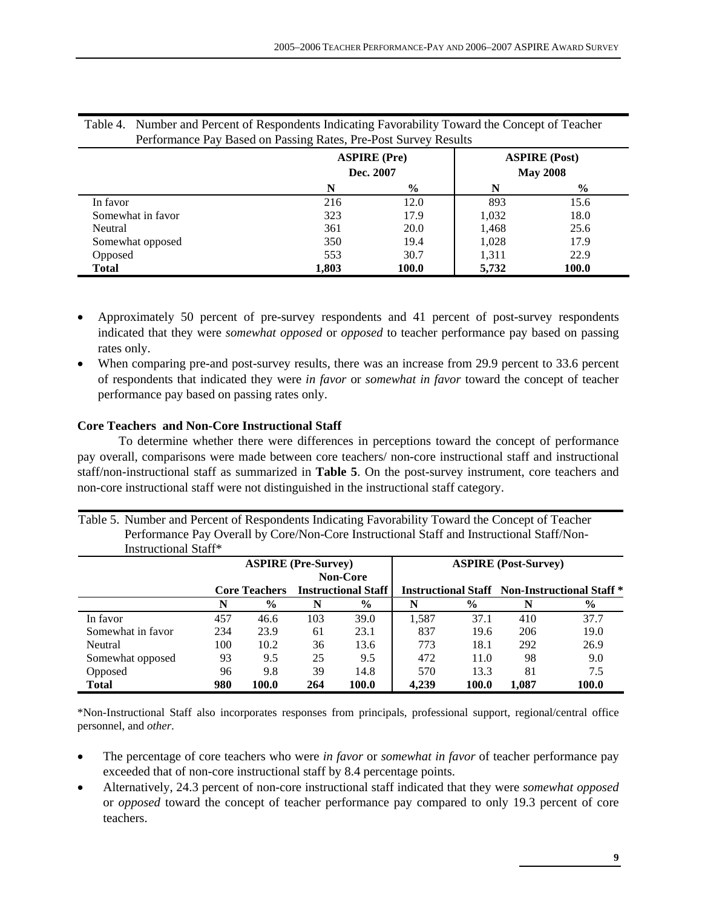Table 4. Number and Percent of Respondents Indicating Favorability Toward the Concept of Teacher Performance Pay Based on Passing Rates, Pre-Post Survey Results

| | ASPIRE (Pre) Dec. 2007 | | ASPIRE (Post) May 2008 | |
|---|---|---|---|---|
| | N | % | N | % |
| In favor | 216 | 12.0 | 893 | 15.6 |
| Somewhat in favor | 323 | 17.9 | 1,032 | 18.0 |
| Neutral | 361 | 20.0 | 1,468 | 25.6 |
| Somewhat opposed | 350 | 19.4 | 1,028 | 17.9 |
| Opposed | 553 | 30.7 | 1,311 | 22.9 |
| **Total** | **1,803** | **100.0** | **5,732** | **100.0** |

- Approximately 50 percent of pre-survey respondents and 41 percent of post-survey respondents indicated that they were *somewhat opposed* or *opposed* to teacher performance pay based on passing rates only.
- When comparing pre-and post-survey results, there was an increase from 29.9 percent to 33.6 percent of respondents that indicated they were *in favor* or *somewhat in favor* toward the concept of teacher performance pay based on passing rates only.

**Core Teachers and Non-Core Instructional Staff**

To determine whether there were differences in perceptions toward the concept of performance pay overall, comparisons were made between core teachers/ non-core instructional staff and instructional staff/non-instructional staff as summarized in **Table 5**. On the post-survey instrument, core teachers and non-core instructional staff were not distinguished in the instructional staff category.

Table 5. Number and Percent of Respondents Indicating Favorability Toward the Concept of Teacher Performance Pay Overall by Core/Non-Core Instructional Staff and Instructional Staff/Non-Instructional Staff*

| | ASPIRE (Pre-Survey) | | | | ASPIRE (Post-Survey) | | | |
|---|---|---|---|---|---|---|---|---|
| | Core Teachers | | Non-Core Instructional Staff | | Instructional Staff | | Non-Instructional Staff * | |
| | N | % | N | % | N | % | N | % |
| In favor | 457 | 46.6 | 103 | 39.0 | 1,587 | 37.1 | 410 | 37.7 |
| Somewhat in favor | 234 | 23.9 | 61 | 23.1 | 837 | 19.6 | 206 | 19.0 |
| Neutral | 100 | 10.2 | 36 | 13.6 | 773 | 18.1 | 292 | 26.9 |
| Somewhat opposed | 93 | 9.5 | 25 | 9.5 | 472 | 11.0 | 98 | 9.0 |
| Opposed | 96 | 9.8 | 39 | 14.8 | 570 | 13.3 | 81 | 7.5 |
| **Total** | **980** | **100.0** | **264** | **100.0** | **4,239** | **100.0** | **1,087** | **100.0** |

*Non-Instructional Staff also incorporates responses from principals, professional support, regional/central office personnel, and *other*.

- The percentage of core teachers who were *in favor* or *somewhat in favor* of teacher performance pay exceeded that of non-core instructional staff by 8.4 percentage points.
- Alternatively, 24.3 percent of non-core instructional staff indicated that they were *somewhat opposed* or *opposed* toward the concept of teacher performance pay compared to only 19.3 percent of core teachers.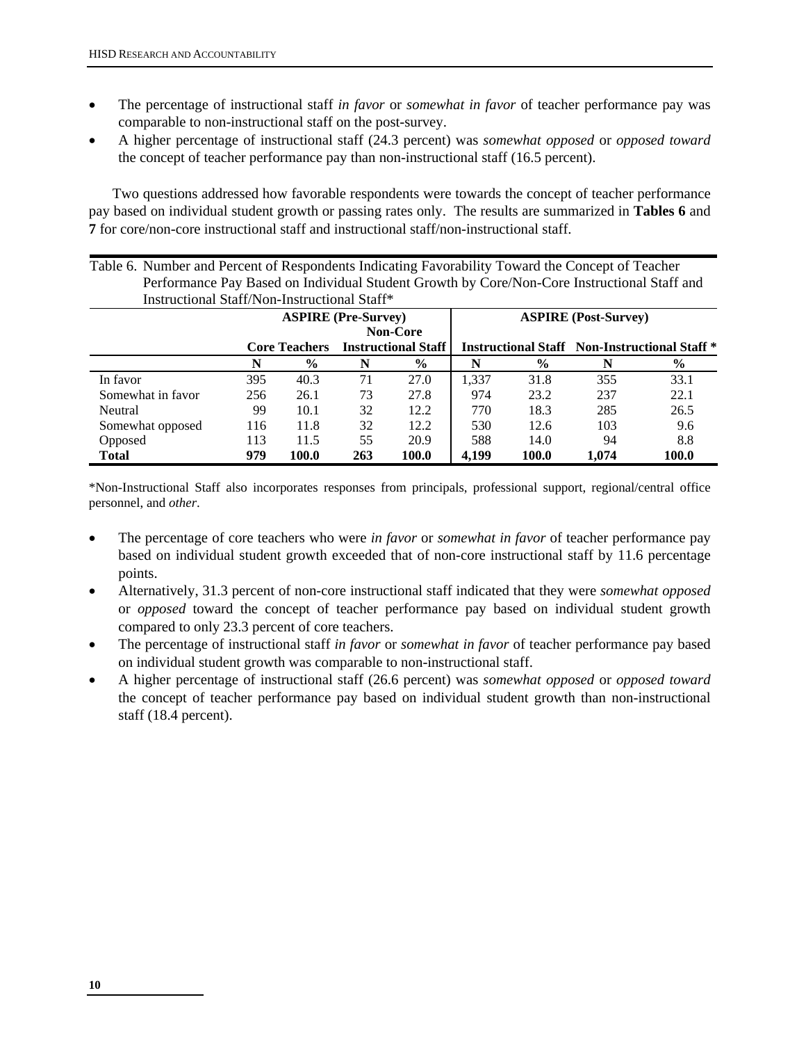- The percentage of instructional staff *in favor* or *somewhat in favor* of teacher performance pay was comparable to non-instructional staff on the post-survey.
- A higher percentage of instructional staff (24.3 percent) was *somewhat opposed* or *opposed toward* the concept of teacher performance pay than non-instructional staff (16.5 percent).

Two questions addressed how favorable respondents were towards the concept of teacher performance pay based on individual student growth or passing rates only. The results are summarized in **Tables 6** and **7** for core/non-core instructional staff and instructional staff/non-instructional staff.

Table 6. Number and Percent of Respondents Indicating Favorability Toward the Concept of Teacher Performance Pay Based on Individual Student Growth by Core/Non-Core Instructional Staff and Instructional Staff/Non-Instructional Staff*

| | ASPIRE (Pre-Survey) | | | | ASPIRE (Post-Survey) | | | |
|---|---|---|---|---|---|---|---|---|
| | Core Teachers | | Non-Core Instructional Staff | | Instructional Staff | | Non-Instructional Staff * | |
| | N | % | N | % | N | % | N | % |
| In favor | 395 | 40.3 | 71 | 27.0 | 1,337 | 31.8 | 355 | 33.1 |
| Somewhat in favor | 256 | 26.1 | 73 | 27.8 | 974 | 23.2 | 237 | 22.1 |
| Neutral | 99 | 10.1 | 32 | 12.2 | 770 | 18.3 | 285 | 26.5 |
| Somewhat opposed | 116 | 11.8 | 32 | 12.2 | 530 | 12.6 | 103 | 9.6 |
| Opposed | 113 | 11.5 | 55 | 20.9 | 588 | 14.0 | 94 | 8.8 |
| **Total** | **979** | **100.0** | **263** | **100.0** | **4,199** | **100.0** | **1,074** | **100.0** |

*Non-Instructional Staff also incorporates responses from principals, professional support, regional/central office personnel, and *other*.

- The percentage of core teachers who were *in favor* or *somewhat in favor* of teacher performance pay based on individual student growth exceeded that of non-core instructional staff by 11.6 percentage points.
- Alternatively, 31.3 percent of non-core instructional staff indicated that they were *somewhat opposed* or *opposed* toward the concept of teacher performance pay based on individual student growth compared to only 23.3 percent of core teachers.
- The percentage of instructional staff *in favor* or *somewhat in favor* of teacher performance pay based on individual student growth was comparable to non-instructional staff.
- A higher percentage of instructional staff (26.6 percent) was *somewhat opposed* or *opposed toward* the concept of teacher performance pay based on individual student growth than non-instructional staff (18.4 percent).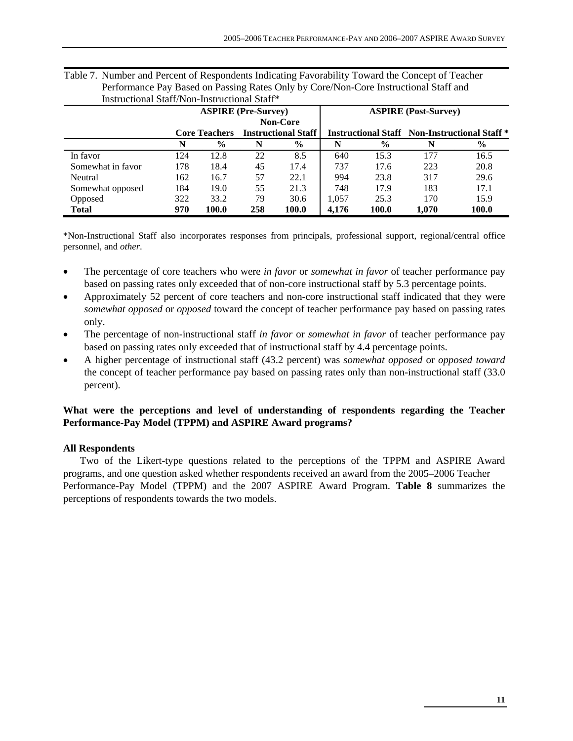Table 7. Number and Percent of Respondents Indicating Favorability Toward the Concept of Teacher Performance Pay Based on Passing Rates Only by Core/Non-Core Instructional Staff and Instructional Staff/Non-Instructional Staff*

| | ASPIRE (Pre-Survey) | | | | ASPIRE (Post-Survey) | | | |
|---|---|---|---|---|---|---|---|---|
| | Core Teachers | | Non-Core Instructional Staff | | Instructional Staff | | Non-Instructional Staff * | |
| | N | % | N | % | N | % | N | % |
| In favor | 124 | 12.8 | 22 | 8.5 | 640 | 15.3 | 177 | 16.5 |
| Somewhat in favor | 178 | 18.4 | 45 | 17.4 | 737 | 17.6 | 223 | 20.8 |
| Neutral | 162 | 16.7 | 57 | 22.1 | 994 | 23.8 | 317 | 29.6 |
| Somewhat opposed | 184 | 19.0 | 55 | 21.3 | 748 | 17.9 | 183 | 17.1 |
| Opposed | 322 | 33.2 | 79 | 30.6 | 1,057 | 25.3 | 170 | 15.9 |
| **Total** | **970** | **100.0** | **258** | **100.0** | **4,176** | **100.0** | **1,070** | **100.0** |

*Non-Instructional Staff also incorporates responses from principals, professional support, regional/central office personnel, and *other*.

- The percentage of core teachers who were *in favor* or *somewhat in favor* of teacher performance pay based on passing rates only exceeded that of non-core instructional staff by 5.3 percentage points.
- Approximately 52 percent of core teachers and non-core instructional staff indicated that they were *somewhat opposed* or *opposed* toward the concept of teacher performance pay based on passing rates only.
- The percentage of non-instructional staff *in favor* or *somewhat in favor* of teacher performance pay based on passing rates only exceeded that of instructional staff by 4.4 percentage points.
- A higher percentage of instructional staff (43.2 percent) was *somewhat opposed* or *opposed toward* the concept of teacher performance pay based on passing rates only than non-instructional staff (33.0 percent).

**What were the perceptions and level of understanding of respondents regarding the Teacher Performance-Pay Model (TPPM) and ASPIRE Award programs?**

**All Respondents**

Two of the Likert-type questions related to the perceptions of the TPPM and ASPIRE Award programs, and one question asked whether respondents received an award from the 2005–2006 Teacher Performance-Pay Model (TPPM) and the 2007 ASPIRE Award Program. **Table 8** summarizes the perceptions of respondents towards the two models.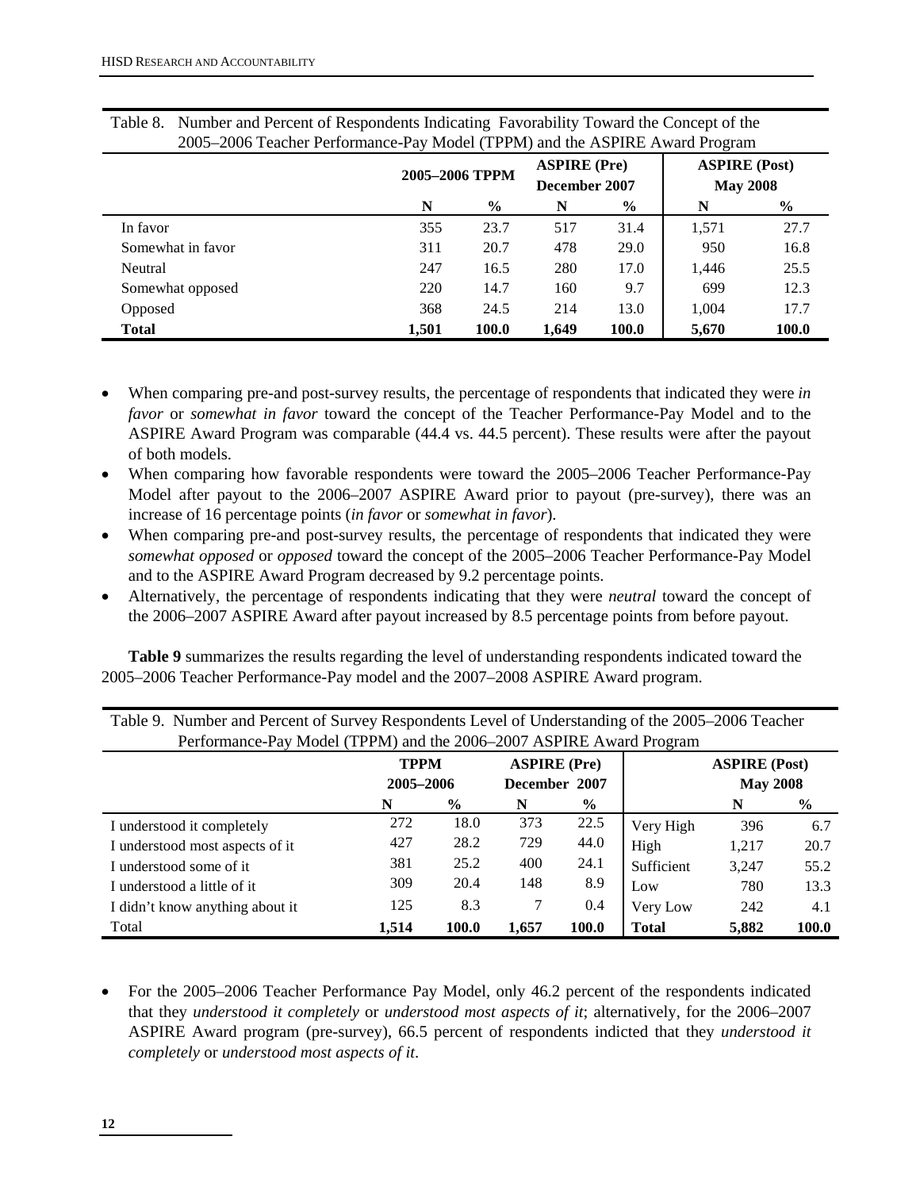Table 8. Number and Percent of Respondents Indicating Favorability Toward the Concept of the 2005–2006 Teacher Performance-Pay Model (TPPM) and the ASPIRE Award Program

| | 2005–2006 TPPM | | ASPIRE (Pre) December 2007 | | ASPIRE (Post) May 2008 | |
|---|---|---|---|---|---|---|
| | **N** | **%** | **N** | **%** | **N** | **%** |
| In favor | 355 | 23.7 | 517 | 31.4 | 1,571 | 27.7 |
| Somewhat in favor | 311 | 20.7 | 478 | 29.0 | 950 | 16.8 |
| Neutral | 247 | 16.5 | 280 | 17.0 | 1,446 | 25.5 |
| Somewhat opposed | 220 | 14.7 | 160 | 9.7 | 699 | 12.3 |
| Opposed | 368 | 24.5 | 214 | 13.0 | 1,004 | 17.7 |
| **Total** | **1,501** | **100.0** | **1,649** | **100.0** | **5,670** | **100.0** |

- When comparing pre-and post-survey results, the percentage of respondents that indicated they were *in favor* or *somewhat in favor* toward the concept of the Teacher Performance-Pay Model and to the ASPIRE Award Program was comparable (44.4 vs. 44.5 percent). These results were after the payout of both models.
- When comparing how favorable respondents were toward the 2005–2006 Teacher Performance-Pay Model after payout to the 2006–2007 ASPIRE Award prior to payout (pre-survey), there was an increase of 16 percentage points (*in favor* or *somewhat in favor*).
- When comparing pre-and post-survey results, the percentage of respondents that indicated they were *somewhat opposed* or *opposed* toward the concept of the 2005–2006 Teacher Performance-Pay Model and to the ASPIRE Award Program decreased by 9.2 percentage points.
- Alternatively, the percentage of respondents indicating that they were *neutral* toward the concept of the 2006–2007 ASPIRE Award after payout increased by 8.5 percentage points from before payout.

**Table 9** summarizes the results regarding the level of understanding respondents indicated toward the 2005–2006 Teacher Performance-Pay model and the 2007–2008 ASPIRE Award program.

Table 9. Number and Percent of Survey Respondents Level of Understanding of the 2005–2006 Teacher Performance-Pay Model (TPPM) and the 2006–2007 ASPIRE Award Program

| | TPPM 2005–2006 | | ASPIRE (Pre) December 2007 | | | ASPIRE (Post) May 2008 | |
|---|---|---|---|---|---|---|---|
| | **N** | **%** | **N** | **%** | | **N** | **%** |
| I understood it completely | 272 | 18.0 | 373 | 22.5 | Very High | 396 | 6.7 |
| I understood most aspects of it | 427 | 28.2 | 729 | 44.0 | High | 1,217 | 20.7 |
| I understood some of it | 381 | 25.2 | 400 | 24.1 | Sufficient | 3,247 | 55.2 |
| I understood a little of it | 309 | 20.4 | 148 | 8.9 | Low | 780 | 13.3 |
| I didn't know anything about it | 125 | 8.3 | 7 | 0.4 | Very Low | 242 | 4.1 |
| Total | **1,514** | **100.0** | **1,657** | **100.0** | **Total** | **5,882** | **100.0** |

- For the 2005–2006 Teacher Performance Pay Model, only 46.2 percent of the respondents indicated that they *understood it completely* or *understood most aspects of it*; alternatively, for the 2006–2007 ASPIRE Award program (pre-survey), 66.5 percent of respondents indicted that they *understood it completely* or *understood most aspects of it*.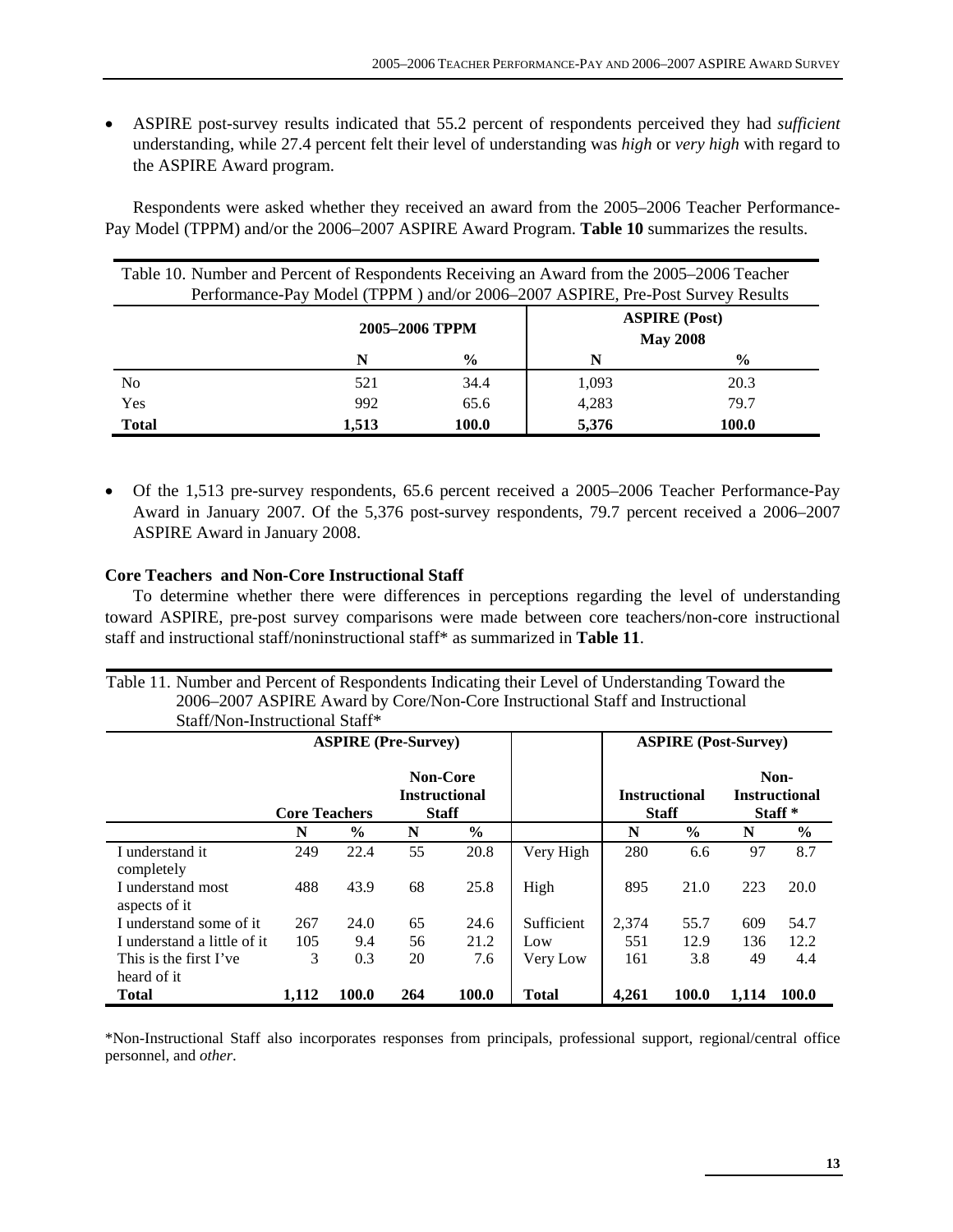- ASPIRE post-survey results indicated that 55.2 percent of respondents perceived they had *sufficient* understanding, while 27.4 percent felt their level of understanding was *high* or *very high* with regard to the ASPIRE Award program.

Respondents were asked whether they received an award from the 2005–2006 Teacher Performance-Pay Model (TPPM) and/or the 2006–2007 ASPIRE Award Program. **Table 10** summarizes the results.

Table 10. Number and Percent of Respondents Receiving an Award from the 2005–2006 Teacher Performance-Pay Model (TPPM ) and/or 2006–2007 ASPIRE, Pre-Post Survey Results

| | 2005–2006 TPPM | | ASPIRE (Post) May 2008 | |
|---|---|---|---|---|
| | **N** | **%** | **N** | **%** |
| No | 521 | 34.4 | 1,093 | 20.3 |
| Yes | 992 | 65.6 | 4,283 | 79.7 |
| **Total** | **1,513** | **100.0** | **5,376** | **100.0** |

- Of the 1,513 pre-survey respondents, 65.6 percent received a 2005–2006 Teacher Performance-Pay Award in January 2007. Of the 5,376 post-survey respondents, 79.7 percent received a 2006–2007 ASPIRE Award in January 2008.

**Core Teachers and Non-Core Instructional Staff**

To determine whether there were differences in perceptions regarding the level of understanding toward ASPIRE, pre-post survey comparisons were made between core teachers/non-core instructional staff and instructional staff/noninstructional staff* as summarized in **Table 11**.

Table 11. Number and Percent of Respondents Indicating their Level of Understanding Toward the 2006–2007 ASPIRE Award by Core/Non-Core Instructional Staff and Instructional Staff/Non-Instructional Staff*

| | ASPIRE (Pre-Survey) | | | | | ASPIRE (Post-Survey) | | | |
|---|---|---|---|---|---|---|---|---|---|
| | Core Teachers | | Non-Core Instructional Staff | | | Instructional Staff | | Non-Instructional Staff * | |
| | **N** | **%** | **N** | **%** | | **N** | **%** | **N** | **%** |
| I understand it completely | 249 | 22.4 | 55 | 20.8 | Very High | 280 | 6.6 | 97 | 8.7 |
| I understand most aspects of it | 488 | 43.9 | 68 | 25.8 | High | 895 | 21.0 | 223 | 20.0 |
| I understand some of it | 267 | 24.0 | 65 | 24.6 | Sufficient | 2,374 | 55.7 | 609 | 54.7 |
| I understand a little of it | 105 | 9.4 | 56 | 21.2 | Low | 551 | 12.9 | 136 | 12.2 |
| This is the first I've heard of it | 3 | 0.3 | 20 | 7.6 | Very Low | 161 | 3.8 | 49 | 4.4 |
| **Total** | **1,112** | **100.0** | **264** | **100.0** | **Total** | **4,261** | **100.0** | **1,114** | **100.0** |

*Non-Instructional Staff also incorporates responses from principals, professional support, regional/central office personnel, and *other*.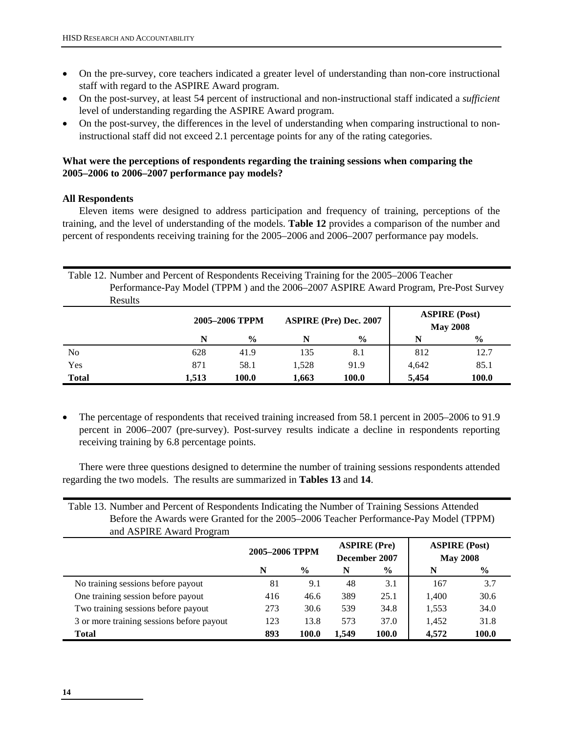- On the pre-survey, core teachers indicated a greater level of understanding than non-core instructional staff with regard to the ASPIRE Award program.
- On the post-survey, at least 54 percent of instructional and non-instructional staff indicated a *sufficient* level of understanding regarding the ASPIRE Award program.
- On the post-survey, the differences in the level of understanding when comparing instructional to non-instructional staff did not exceed 2.1 percentage points for any of the rating categories.

**What were the perceptions of respondents regarding the training sessions when comparing the 2005–2006 to 2006–2007 performance pay models?**

**All Respondents**

Eleven items were designed to address participation and frequency of training, perceptions of the training, and the level of understanding of the models. **Table 12** provides a comparison of the number and percent of respondents receiving training for the 2005–2006 and 2006–2007 performance pay models.

Table 12. Number and Percent of Respondents Receiving Training for the 2005–2006 Teacher Performance-Pay Model (TPPM ) and the 2006–2007 ASPIRE Award Program, Pre-Post Survey Results

| | 2005–2006 TPPM | | ASPIRE (Pre) Dec. 2007 | | ASPIRE (Post) May 2008 | |
|---|---|---|---|---|---|---|
| | N | % | N | % | N | % |
| No | 628 | 41.9 | 135 | 8.1 | 812 | 12.7 |
| Yes | 871 | 58.1 | 1,528 | 91.9 | 4,642 | 85.1 |
| **Total** | **1,513** | **100.0** | **1,663** | **100.0** | **5,454** | **100.0** |

- The percentage of respondents that received training increased from 58.1 percent in 2005–2006 to 91.9 percent in 2006–2007 (pre-survey). Post-survey results indicate a decline in respondents reporting receiving training by 6.8 percentage points.

There were three questions designed to determine the number of training sessions respondents attended regarding the two models. The results are summarized in **Tables 13** and **14**.

Table 13. Number and Percent of Respondents Indicating the Number of Training Sessions Attended Before the Awards were Granted for the 2005–2006 Teacher Performance-Pay Model (TPPM) and ASPIRE Award Program

| | 2005–2006 TPPM | | ASPIRE (Pre) December 2007 | | ASPIRE (Post) May 2008 | |
|---|---|---|---|---|---|---|
| | N | % | N | % | N | % |
| No training sessions before payout | 81 | 9.1 | 48 | 3.1 | 167 | 3.7 |
| One training session before payout | 416 | 46.6 | 389 | 25.1 | 1,400 | 30.6 |
| Two training sessions before payout | 273 | 30.6 | 539 | 34.8 | 1,553 | 34.0 |
| 3 or more training sessions before payout | 123 | 13.8 | 573 | 37.0 | 1,452 | 31.8 |
| **Total** | **893** | **100.0** | **1,549** | **100.0** | **4,572** | **100.0** |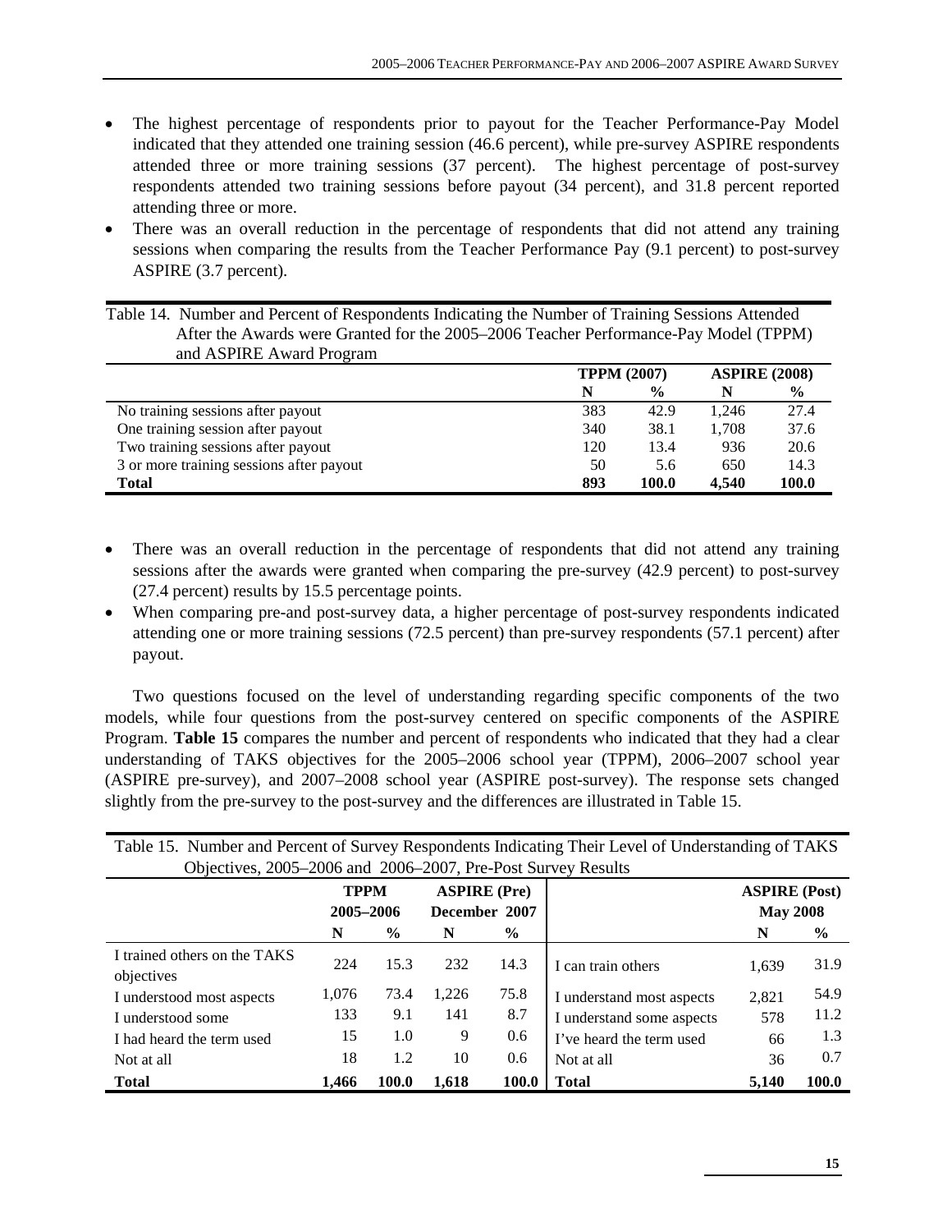- The highest percentage of respondents prior to payout for the Teacher Performance-Pay Model indicated that they attended one training session (46.6 percent), while pre-survey ASPIRE respondents attended three or more training sessions (37 percent). The highest percentage of post-survey respondents attended two training sessions before payout (34 percent), and 31.8 percent reported attending three or more.
- There was an overall reduction in the percentage of respondents that did not attend any training sessions when comparing the results from the Teacher Performance Pay (9.1 percent) to post-survey ASPIRE (3.7 percent).

Table 14. Number and Percent of Respondents Indicating the Number of Training Sessions Attended After the Awards were Granted for the 2005–2006 Teacher Performance-Pay Model (TPPM) and ASPIRE Award Program

| | TPPM (2007) | | ASPIRE (2008) | |
|---|---|---|---|---|
| | N | % | N | % |
| No training sessions after payout | 383 | 42.9 | 1,246 | 27.4 |
| One training session after payout | 340 | 38.1 | 1,708 | 37.6 |
| Two training sessions after payout | 120 | 13.4 | 936 | 20.6 |
| 3 or more training sessions after payout | 50 | 5.6 | 650 | 14.3 |
| **Total** | **893** | **100.0** | **4,540** | **100.0** |

- There was an overall reduction in the percentage of respondents that did not attend any training sessions after the awards were granted when comparing the pre-survey (42.9 percent) to post-survey (27.4 percent) results by 15.5 percentage points.
- When comparing pre-and post-survey data, a higher percentage of post-survey respondents indicated attending one or more training sessions (72.5 percent) than pre-survey respondents (57.1 percent) after payout.

Two questions focused on the level of understanding regarding specific components of the two models, while four questions from the post-survey centered on specific components of the ASPIRE Program. **Table 15** compares the number and percent of respondents who indicated that they had a clear understanding of TAKS objectives for the 2005–2006 school year (TPPM), 2006–2007 school year (ASPIRE pre-survey), and 2007–2008 school year (ASPIRE post-survey). The response sets changed slightly from the pre-survey to the post-survey and the differences are illustrated in Table 15.

Table 15. Number and Percent of Survey Respondents Indicating Their Level of Understanding of TAKS Objectives, 2005–2006 and 2006–2007, Pre-Post Survey Results

| | TPPM 2005–2006 | | ASPIRE (Pre) December 2007 | | | ASPIRE (Post) May 2008 | |
|---|---|---|---|---|---|---|---|
| | N | % | N | % | | N | % |
| I trained others on the TAKS objectives | 224 | 15.3 | 232 | 14.3 | I can train others | 1,639 | 31.9 |
| I understood most aspects | 1,076 | 73.4 | 1,226 | 75.8 | I understand most aspects | 2,821 | 54.9 |
| I understood some | 133 | 9.1 | 141 | 8.7 | I understand some aspects | 578 | 11.2 |
| I had heard the term used | 15 | 1.0 | 9 | 0.6 | I've heard the term used | 66 | 1.3 |
| Not at all | 18 | 1.2 | 10 | 0.6 | Not at all | 36 | 0.7 |
| **Total** | **1,466** | **100.0** | **1,618** | **100.0** | **Total** | **5,140** | **100.0** |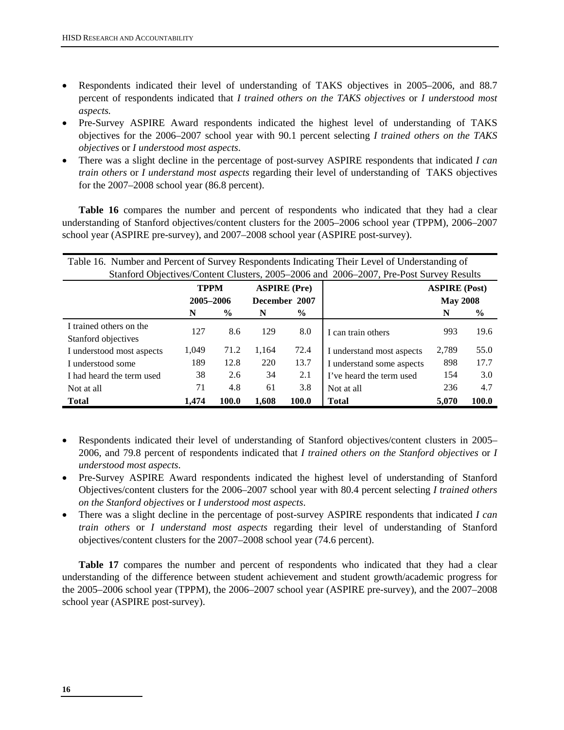- Respondents indicated their level of understanding of TAKS objectives in 2005–2006, and 88.7 percent of respondents indicated that *I trained others on the TAKS objectives* or *I understood most aspects.*
- Pre-Survey ASPIRE Award respondents indicated the highest level of understanding of TAKS objectives for the 2006–2007 school year with 90.1 percent selecting *I trained others on the TAKS objectives* or *I understood most aspects*.
- There was a slight decline in the percentage of post-survey ASPIRE respondents that indicated *I can train others* or *I understand most aspects* regarding their level of understanding of TAKS objectives for the 2007–2008 school year (86.8 percent).

**Table 16** compares the number and percent of respondents who indicated that they had a clear understanding of Stanford objectives/content clusters for the 2005–2006 school year (TPPM), 2006–2007 school year (ASPIRE pre-survey), and 2007–2008 school year (ASPIRE post-survey).

Table 16. Number and Percent of Survey Respondents Indicating Their Level of Understanding of Stanford Objectives/Content Clusters, 2005–2006 and 2006–2007, Pre-Post Survey Results

| | TPPM 2005–2006 | | ASPIRE (Pre) December 2007 | | | ASPIRE (Post) May 2008 | |
|---|---|---|---|---|---|---|---|
| | N | % | N | % | | N | % |
| I trained others on the Stanford objectives | 127 | 8.6 | 129 | 8.0 | I can train others | 993 | 19.6 |
| I understood most aspects | 1,049 | 71.2 | 1,164 | 72.4 | I understand most aspects | 2,789 | 55.0 |
| I understood some | 189 | 12.8 | 220 | 13.7 | I understand some aspects | 898 | 17.7 |
| I had heard the term used | 38 | 2.6 | 34 | 2.1 | I've heard the term used | 154 | 3.0 |
| Not at all | 71 | 4.8 | 61 | 3.8 | Not at all | 236 | 4.7 |
| **Total** | **1,474** | **100.0** | **1,608** | **100.0** | **Total** | **5,070** | **100.0** |

- Respondents indicated their level of understanding of Stanford objectives/content clusters in 2005–2006, and 79.8 percent of respondents indicated that *I trained others on the Stanford objectives* or *I understood most aspects*.
- Pre-Survey ASPIRE Award respondents indicated the highest level of understanding of Stanford Objectives/content clusters for the 2006–2007 school year with 80.4 percent selecting *I trained others on the Stanford objectives* or *I understood most aspects*.
- There was a slight decline in the percentage of post-survey ASPIRE respondents that indicated *I can train others* or *I understand most aspects* regarding their level of understanding of Stanford objectives/content clusters for the 2007–2008 school year (74.6 percent).

**Table 17** compares the number and percent of respondents who indicated that they had a clear understanding of the difference between student achievement and student growth/academic progress for the 2005–2006 school year (TPPM), the 2006–2007 school year (ASPIRE pre-survey), and the 2007–2008 school year (ASPIRE post-survey).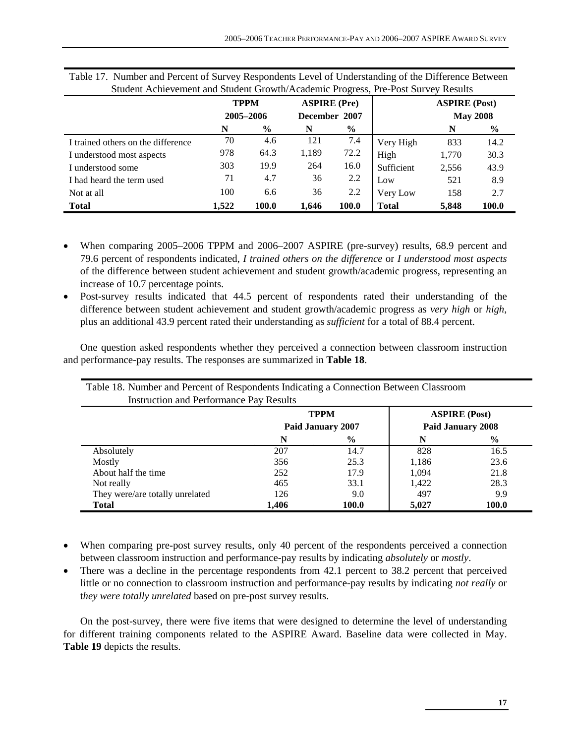Table 17. Number and Percent of Survey Respondents Level of Understanding of the Difference Between Student Achievement and Student Growth/Academic Progress, Pre-Post Survey Results

| | TPPM 2005–2006 | | ASPIRE (Pre) December 2007 | | | ASPIRE (Post) May 2008 | |
|---|---|---|---|---|---|---|---|
| | N | % | N | % | | N | % |
| I trained others on the difference | 70 | 4.6 | 121 | 7.4 | Very High | 833 | 14.2 |
| I understood most aspects | 978 | 64.3 | 1,189 | 72.2 | High | 1,770 | 30.3 |
| I understood some | 303 | 19.9 | 264 | 16.0 | Sufficient | 2,556 | 43.9 |
| I had heard the term used | 71 | 4.7 | 36 | 2.2 | Low | 521 | 8.9 |
| Not at all | 100 | 6.6 | 36 | 2.2 | Very Low | 158 | 2.7 |
| **Total** | **1,522** | **100.0** | **1,646** | **100.0** | **Total** | **5,848** | **100.0** |

- When comparing 2005–2006 TPPM and 2006–2007 ASPIRE (pre-survey) results, 68.9 percent and 79.6 percent of respondents indicated, *I trained others on the difference* or *I understood most aspects* of the difference between student achievement and student growth/academic progress, representing an increase of 10.7 percentage points.
- Post-survey results indicated that 44.5 percent of respondents rated their understanding of the difference between student achievement and student growth/academic progress as *very high* or *high*, plus an additional 43.9 percent rated their understanding as *sufficient* for a total of 88.4 percent.

One question asked respondents whether they perceived a connection between classroom instruction and performance-pay results. The responses are summarized in **Table 18**.

Table 18. Number and Percent of Respondents Indicating a Connection Between Classroom Instruction and Performance Pay Results

| | TPPM Paid January 2007 | | ASPIRE (Post) Paid January 2008 | |
|---|---|---|---|---|
| | N | % | N | % |
| Absolutely | 207 | 14.7 | 828 | 16.5 |
| Mostly | 356 | 25.3 | 1,186 | 23.6 |
| About half the time | 252 | 17.9 | 1,094 | 21.8 |
| Not really | 465 | 33.1 | 1,422 | 28.3 |
| They were/are totally unrelated | 126 | 9.0 | 497 | 9.9 |
| **Total** | **1,406** | **100.0** | **5,027** | **100.0** |

- When comparing pre-post survey results, only 40 percent of the respondents perceived a connection between classroom instruction and performance-pay results by indicating *absolutely* or *mostly*.
- There was a decline in the percentage respondents from 42.1 percent to 38.2 percent that perceived little or no connection to classroom instruction and performance-pay results by indicating *not really* or t*hey were totally unrelated* based on pre-post survey results.

On the post-survey, there were five items that were designed to determine the level of understanding for different training components related to the ASPIRE Award. Baseline data were collected in May. **Table 19** depicts the results.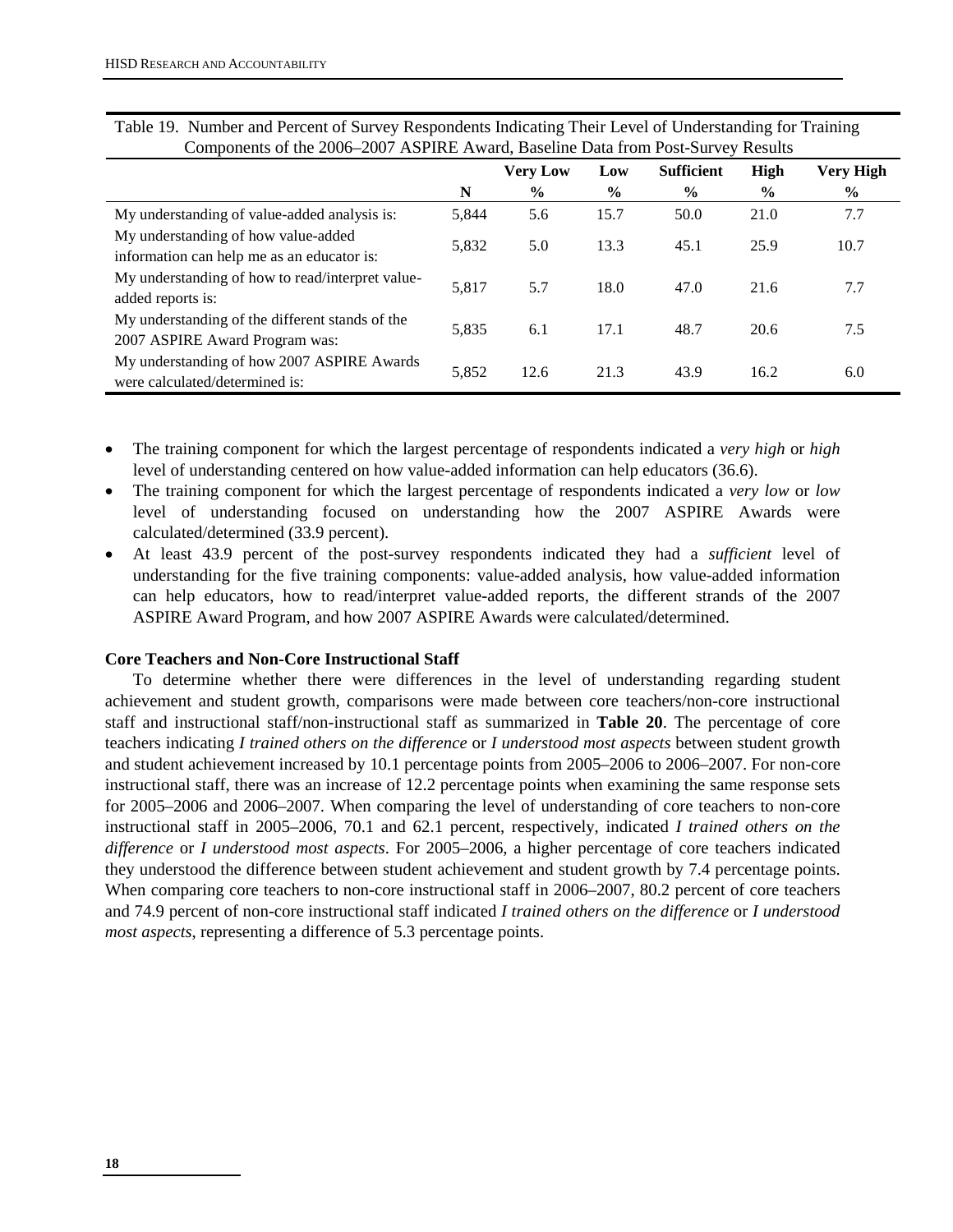Table 19. Number and Percent of Survey Respondents Indicating Their Level of Understanding for Training Components of the 2006–2007 ASPIRE Award, Baseline Data from Post-Survey Results

| | N | Very Low % | Low % | Sufficient % | High % | Very High % |
|---|---|---|---|---|---|---|
| My understanding of value-added analysis is: | 5,844 | 5.6 | 15.7 | 50.0 | 21.0 | 7.7 |
| My understanding of how value-added information can help me as an educator is: | 5,832 | 5.0 | 13.3 | 45.1 | 25.9 | 10.7 |
| My understanding of how to read/interpret value-added reports is: | 5,817 | 5.7 | 18.0 | 47.0 | 21.6 | 7.7 |
| My understanding of the different stands of the 2007 ASPIRE Award Program was: | 5,835 | 6.1 | 17.1 | 48.7 | 20.6 | 7.5 |
| My understanding of how 2007 ASPIRE Awards were calculated/determined is: | 5,852 | 12.6 | 21.3 | 43.9 | 16.2 | 6.0 |

- The training component for which the largest percentage of respondents indicated a *very high* or *high* level of understanding centered on how value-added information can help educators (36.6).
- The training component for which the largest percentage of respondents indicated a *very low* or *low* level of understanding focused on understanding how the 2007 ASPIRE Awards were calculated/determined (33.9 percent).
- At least 43.9 percent of the post-survey respondents indicated they had a *sufficient* level of understanding for the five training components: value-added analysis, how value-added information can help educators, how to read/interpret value-added reports, the different strands of the 2007 ASPIRE Award Program, and how 2007 ASPIRE Awards were calculated/determined.

**Core Teachers and Non-Core Instructional Staff**

To determine whether there were differences in the level of understanding regarding student achievement and student growth, comparisons were made between core teachers/non-core instructional staff and instructional staff/non-instructional staff as summarized in **Table 20**. The percentage of core teachers indicating *I trained others on the difference* or *I understood most aspects* between student growth and student achievement increased by 10.1 percentage points from 2005–2006 to 2006–2007. For non-core instructional staff, there was an increase of 12.2 percentage points when examining the same response sets for 2005–2006 and 2006–2007. When comparing the level of understanding of core teachers to non-core instructional staff in 2005–2006, 70.1 and 62.1 percent, respectively, indicated *I trained others on the difference* or *I understood most aspects*. For 2005–2006, a higher percentage of core teachers indicated they understood the difference between student achievement and student growth by 7.4 percentage points. When comparing core teachers to non-core instructional staff in 2006–2007, 80.2 percent of core teachers and 74.9 percent of non-core instructional staff indicated *I trained others on the difference* or *I understood most aspects*, representing a difference of 5.3 percentage points.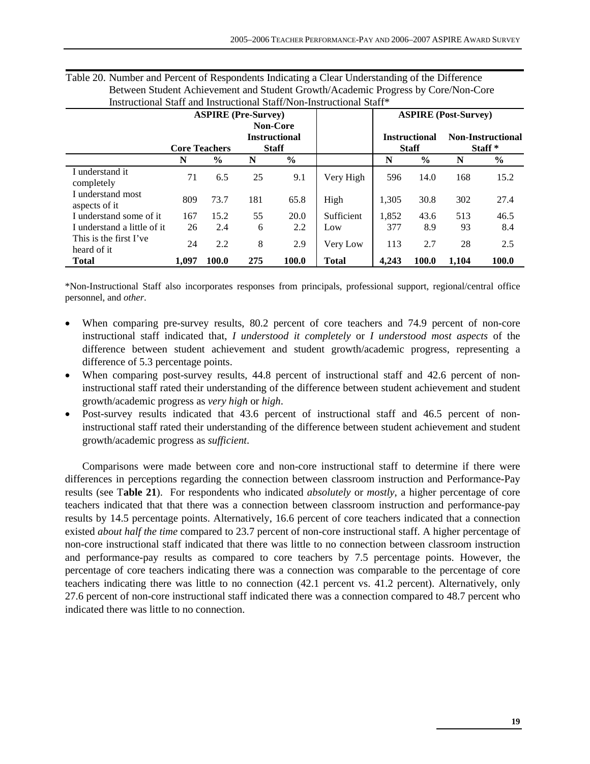Table 20. Number and Percent of Respondents Indicating a Clear Understanding of the Difference Between Student Achievement and Student Growth/Academic Progress by Core/Non-Core Instructional Staff and Instructional Staff/Non-Instructional Staff*

| | ASPIRE (Pre-Survey) | | | | | ASPIRE (Post-Survey) | | | |
|---|---|---|---|---|---|---|---|---|---|
| | Core Teachers | | Non-Core Instructional Staff | | | Instructional Staff | | Non-Instructional Staff * | |
| | N | % | N | % | | N | % | N | % |
| I understand it completely | 71 | 6.5 | 25 | 9.1 | Very High | 596 | 14.0 | 168 | 15.2 |
| I understand most aspects of it | 809 | 73.7 | 181 | 65.8 | High | 1,305 | 30.8 | 302 | 27.4 |
| I understand some of it | 167 | 15.2 | 55 | 20.0 | Sufficient | 1,852 | 43.6 | 513 | 46.5 |
| I understand a little of it | 26 | 2.4 | 6 | 2.2 | Low | 377 | 8.9 | 93 | 8.4 |
| This is the first I've heard of it | 24 | 2.2 | 8 | 2.9 | Very Low | 113 | 2.7 | 28 | 2.5 |
| **Total** | **1,097** | **100.0** | **275** | **100.0** | **Total** | **4,243** | **100.0** | **1,104** | **100.0** |

*Non-Instructional Staff also incorporates responses from principals, professional support, regional/central office personnel, and *other*.

- When comparing pre-survey results, 80.2 percent of core teachers and 74.9 percent of non-core instructional staff indicated that, *I understood it completely* or *I understood most aspects* of the difference between student achievement and student growth/academic progress, representing a difference of 5.3 percentage points.
- When comparing post-survey results, 44.8 percent of instructional staff and 42.6 percent of non-instructional staff rated their understanding of the difference between student achievement and student growth/academic progress as *very high* or *high*.
- Post-survey results indicated that 43.6 percent of instructional staff and 46.5 percent of non-instructional staff rated their understanding of the difference between student achievement and student growth/academic progress as *sufficient*.

Comparisons were made between core and non-core instructional staff to determine if there were differences in perceptions regarding the connection between classroom instruction and Performance-Pay results (see T**able 21**). For respondents who indicated *absolutely* or *mostly*, a higher percentage of core teachers indicated that that there was a connection between classroom instruction and performance-pay results by 14.5 percentage points. Alternatively, 16.6 percent of core teachers indicated that a connection existed *about half the time* compared to 23.7 percent of non-core instructional staff. A higher percentage of non-core instructional staff indicated that there was little to no connection between classroom instruction and performance-pay results as compared to core teachers by 7.5 percentage points. However, the percentage of core teachers indicating there was a connection was comparable to the percentage of core teachers indicating there was little to no connection (42.1 percent vs. 41.2 percent). Alternatively, only 27.6 percent of non-core instructional staff indicated there was a connection compared to 48.7 percent who indicated there was little to no connection.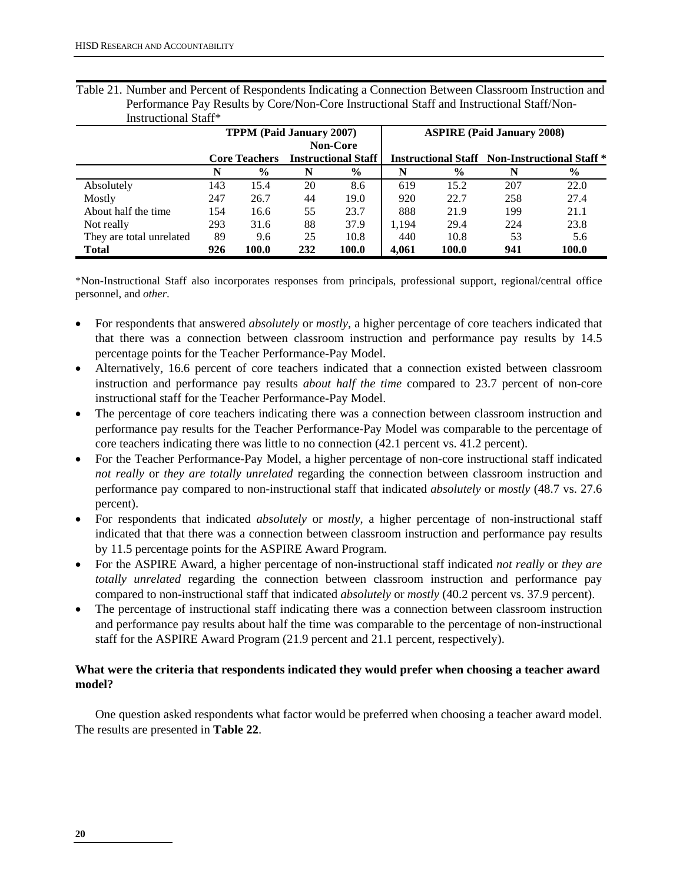Table 21. Number and Percent of Respondents Indicating a Connection Between Classroom Instruction and Performance Pay Results by Core/Non-Core Instructional Staff and Instructional Staff/Non-Instructional Staff*

| | **TPPM (Paid January 2007)** | | | | **ASPIRE (Paid January 2008)** | | | |
|---|---|---|---|---|---|---|---|---|
| | **Core Teachers** | | **Non-Core Instructional Staff** | | **Instructional Staff** | | **Non-Instructional Staff \*** | |
| | **N** | **%** | **N** | **%** | **N** | **%** | **N** | **%** |
| Absolutely | 143 | 15.4 | 20 | 8.6 | 619 | 15.2 | 207 | 22.0 |
| Mostly | 247 | 26.7 | 44 | 19.0 | 920 | 22.7 | 258 | 27.4 |
| About half the time | 154 | 16.6 | 55 | 23.7 | 888 | 21.9 | 199 | 21.1 |
| Not really | 293 | 31.6 | 88 | 37.9 | 1,194 | 29.4 | 224 | 23.8 |
| They are total unrelated | 89 | 9.6 | 25 | 10.8 | 440 | 10.8 | 53 | 5.6 |
| **Total** | **926** | **100.0** | **232** | **100.0** | **4,061** | **100.0** | **941** | **100.0** |

*Non-Instructional Staff also incorporates responses from principals, professional support, regional/central office personnel, and *other*.

- For respondents that answered *absolutely* or *mostly*, a higher percentage of core teachers indicated that that there was a connection between classroom instruction and performance pay results by 14.5 percentage points for the Teacher Performance-Pay Model.
- Alternatively, 16.6 percent of core teachers indicated that a connection existed between classroom instruction and performance pay results *about half the time* compared to 23.7 percent of non-core instructional staff for the Teacher Performance-Pay Model.
- The percentage of core teachers indicating there was a connection between classroom instruction and performance pay results for the Teacher Performance-Pay Model was comparable to the percentage of core teachers indicating there was little to no connection (42.1 percent vs. 41.2 percent).
- For the Teacher Performance-Pay Model, a higher percentage of non-core instructional staff indicated *not really* or *they are totally unrelated* regarding the connection between classroom instruction and performance pay compared to non-instructional staff that indicated *absolutely* or *mostly* (48.7 vs. 27.6 percent).
- For respondents that indicated *absolutely* or *mostly*, a higher percentage of non-instructional staff indicated that that there was a connection between classroom instruction and performance pay results by 11.5 percentage points for the ASPIRE Award Program.
- For the ASPIRE Award, a higher percentage of non-instructional staff indicated *not really* or *they are totally unrelated* regarding the connection between classroom instruction and performance pay compared to non-instructional staff that indicated *absolutely* or *mostly* (40.2 percent vs. 37.9 percent).
- The percentage of instructional staff indicating there was a connection between classroom instruction and performance pay results about half the time was comparable to the percentage of non-instructional staff for the ASPIRE Award Program (21.9 percent and 21.1 percent, respectively).

**What were the criteria that respondents indicated they would prefer when choosing a teacher award model?**

One question asked respondents what factor would be preferred when choosing a teacher award model. The results are presented in **Table 22**.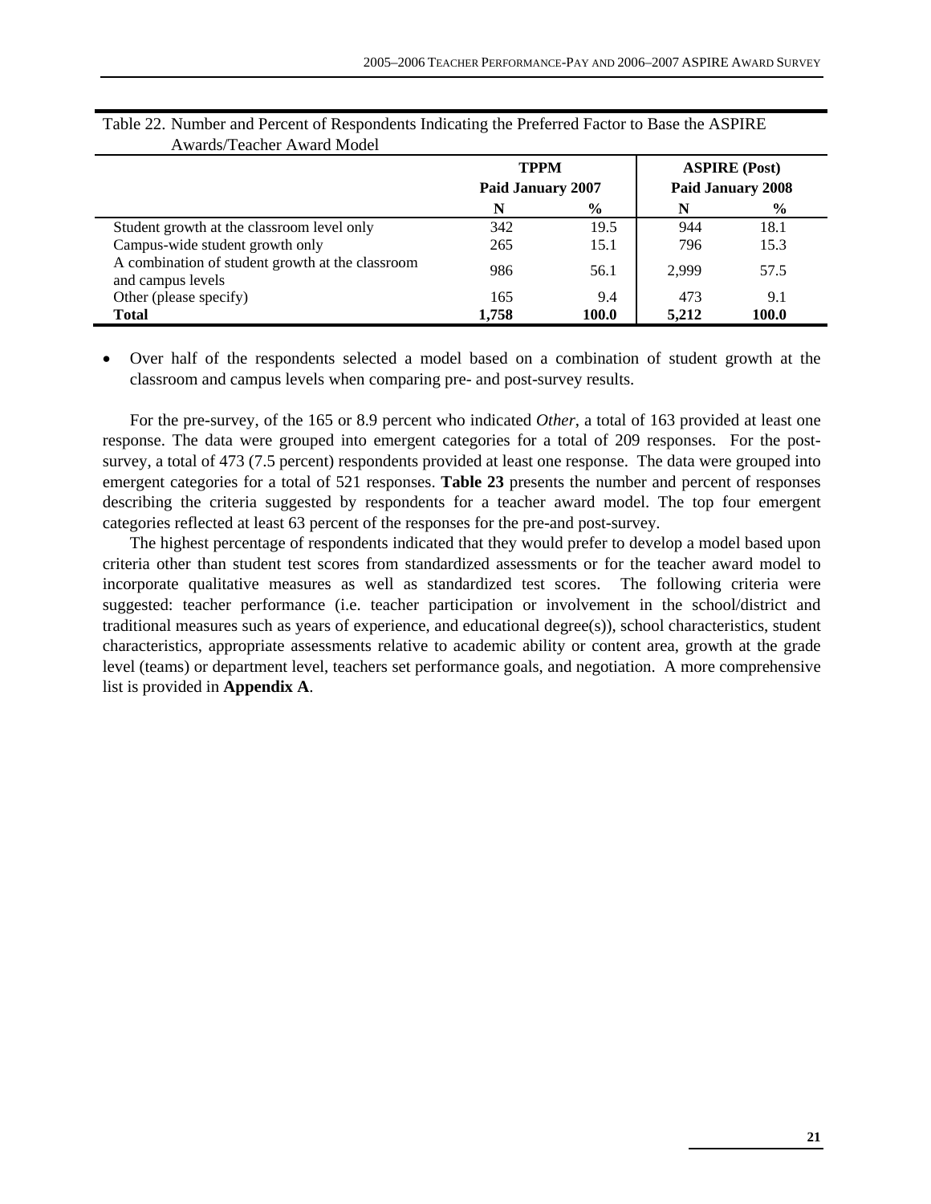Table 22. Number and Percent of Respondents Indicating the Preferred Factor to Base the ASPIRE Awards/Teacher Award Model

| | TPPM Paid January 2007 | | ASPIRE (Post) Paid January 2008 | |
|---|---|---|---|---|
| | **N** | **%** | **N** | **%** |
| Student growth at the classroom level only | 342 | 19.5 | 944 | 18.1 |
| Campus-wide student growth only | 265 | 15.1 | 796 | 15.3 |
| A combination of student growth at the classroom and campus levels | 986 | 56.1 | 2,999 | 57.5 |
| Other (please specify) | 165 | 9.4 | 473 | 9.1 |
| **Total** | **1,758** | **100.0** | **5,212** | **100.0** |

- Over half of the respondents selected a model based on a combination of student growth at the classroom and campus levels when comparing pre- and post-survey results.

For the pre-survey, of the 165 or 8.9 percent who indicated *Other*, a total of 163 provided at least one response. The data were grouped into emergent categories for a total of 209 responses. For the post-survey, a total of 473 (7.5 percent) respondents provided at least one response. The data were grouped into emergent categories for a total of 521 responses. **Table 23** presents the number and percent of responses describing the criteria suggested by respondents for a teacher award model. The top four emergent categories reflected at least 63 percent of the responses for the pre-and post-survey.

The highest percentage of respondents indicated that they would prefer to develop a model based upon criteria other than student test scores from standardized assessments or for the teacher award model to incorporate qualitative measures as well as standardized test scores. The following criteria were suggested: teacher performance (i.e. teacher participation or involvement in the school/district and traditional measures such as years of experience, and educational degree(s)), school characteristics, student characteristics, appropriate assessments relative to academic ability or content area, growth at the grade level (teams) or department level, teachers set performance goals, and negotiation. A more comprehensive list is provided in **Appendix A**.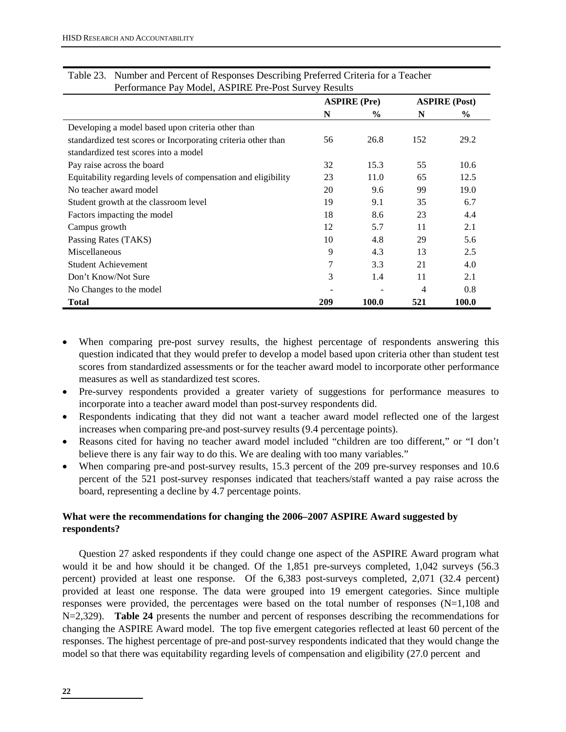Table 23. Number and Percent of Responses Describing Preferred Criteria for a Teacher Performance Pay Model, ASPIRE Pre-Post Survey Results

| | ASPIRE (Pre) | | ASPIRE (Post) | |
|---|---|---|---|---|
| | N | % | N | % |
| Developing a model based upon criteria other than standardized test scores or Incorporating criteria other than standardized test scores into a model | 56 | 26.8 | 152 | 29.2 |
| Pay raise across the board | 32 | 15.3 | 55 | 10.6 |
| Equitability regarding levels of compensation and eligibility | 23 | 11.0 | 65 | 12.5 |
| No teacher award model | 20 | 9.6 | 99 | 19.0 |
| Student growth at the classroom level | 19 | 9.1 | 35 | 6.7 |
| Factors impacting the model | 18 | 8.6 | 23 | 4.4 |
| Campus growth | 12 | 5.7 | 11 | 2.1 |
| Passing Rates (TAKS) | 10 | 4.8 | 29 | 5.6 |
| Miscellaneous | 9 | 4.3 | 13 | 2.5 |
| Student Achievement | 7 | 3.3 | 21 | 4.0 |
| Don't Know/Not Sure | 3 | 1.4 | 11 | 2.1 |
| No Changes to the model | - | - | 4 | 0.8 |
| **Total** | **209** | **100.0** | **521** | **100.0** |

- When comparing pre-post survey results, the highest percentage of respondents answering this question indicated that they would prefer to develop a model based upon criteria other than student test scores from standardized assessments or for the teacher award model to incorporate other performance measures as well as standardized test scores.
- Pre-survey respondents provided a greater variety of suggestions for performance measures to incorporate into a teacher award model than post-survey respondents did.
- Respondents indicating that they did not want a teacher award model reflected one of the largest increases when comparing pre-and post-survey results (9.4 percentage points).
- Reasons cited for having no teacher award model included "children are too different," or "I don't believe there is any fair way to do this. We are dealing with too many variables."
- When comparing pre-and post-survey results, 15.3 percent of the 209 pre-survey responses and 10.6 percent of the 521 post-survey responses indicated that teachers/staff wanted a pay raise across the board, representing a decline by 4.7 percentage points.

**What were the recommendations for changing the 2006–2007 ASPIRE Award suggested by respondents?**

Question 27 asked respondents if they could change one aspect of the ASPIRE Award program what would it be and how should it be changed. Of the 1,851 pre-surveys completed, 1,042 surveys (56.3 percent) provided at least one response. Of the 6,383 post-surveys completed, 2,071 (32.4 percent) provided at least one response. The data were grouped into 19 emergent categories. Since multiple responses were provided, the percentages were based on the total number of responses (N=1,108 and N=2,329). **Table 24** presents the number and percent of responses describing the recommendations for changing the ASPIRE Award model. The top five emergent categories reflected at least 60 percent of the responses. The highest percentage of pre-and post-survey respondents indicated that they would change the model so that there was equitability regarding levels of compensation and eligibility (27.0 percent and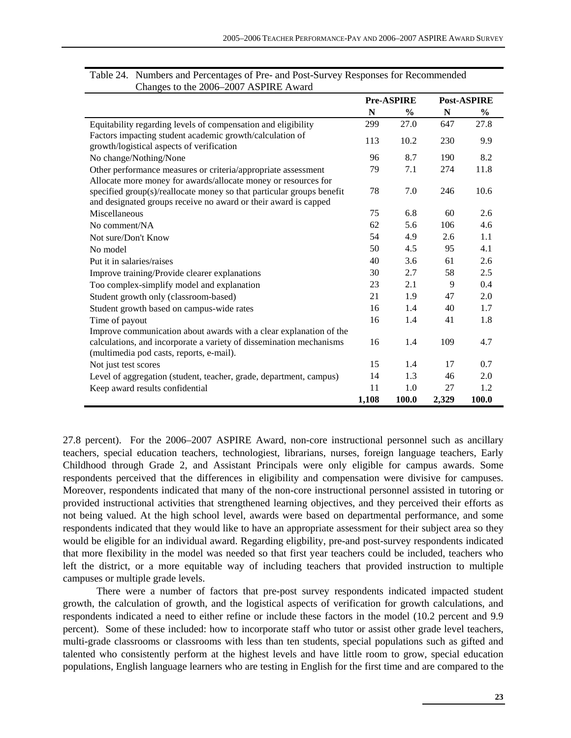Table 24. Numbers and Percentages of Pre- and Post-Survey Responses for Recommended Changes to the 2006–2007 ASPIRE Award

| | Pre-ASPIRE | | Post-ASPIRE | |
|---|---|---|---|---|
| | **N** | **%** | **N** | **%** |
| Equitability regarding levels of compensation and eligibility | 299 | 27.0 | 647 | 27.8 |
| Factors impacting student academic growth/calculation of growth/logistical aspects of verification | 113 | 10.2 | 230 | 9.9 |
| No change/Nothing/None | 96 | 8.7 | 190 | 8.2 |
| Other performance measures or criteria/appropriate assessment | 79 | 7.1 | 274 | 11.8 |
| Allocate more money for awards/allocate money or resources for specified group(s)/reallocate money so that particular groups benefit and designated groups receive no award or their award is capped | 78 | 7.0 | 246 | 10.6 |
| Miscellaneous | 75 | 6.8 | 60 | 2.6 |
| No comment/NA | 62 | 5.6 | 106 | 4.6 |
| Not sure/Don't Know | 54 | 4.9 | 2.6 | 1.1 |
| No model | 50 | 4.5 | 95 | 4.1 |
| Put it in salaries/raises | 40 | 3.6 | 61 | 2.6 |
| Improve training/Provide clearer explanations | 30 | 2.7 | 58 | 2.5 |
| Too complex-simplify model and explanation | 23 | 2.1 | 9 | 0.4 |
| Student growth only (classroom-based) | 21 | 1.9 | 47 | 2.0 |
| Student growth based on campus-wide rates | 16 | 1.4 | 40 | 1.7 |
| Time of payout | 16 | 1.4 | 41 | 1.8 |
| Improve communication about awards with a clear explanation of the calculations, and incorporate a variety of dissemination mechanisms (multimedia pod casts, reports, e-mail). | 16 | 1.4 | 109 | 4.7 |
| Not just test scores | 15 | 1.4 | 17 | 0.7 |
| Level of aggregation (student, teacher, grade, department, campus) | 14 | 1.3 | 46 | 2.0 |
| Keep award results confidential | 11 | 1.0 | 27 | 1.2 |
| | **1,108** | **100.0** | **2,329** | **100.0** |

27.8 percent). For the 2006–2007 ASPIRE Award, non-core instructional personnel such as ancillary teachers, special education teachers, technologiest, librarians, nurses, foreign language teachers, Early Childhood through Grade 2, and Assistant Principals were only eligible for campus awards. Some respondents perceived that the differences in eligibility and compensation were divisive for campuses. Moreover, respondents indicated that many of the non-core instructional personnel assisted in tutoring or provided instructional activities that strengthened learning objectives, and they perceived their efforts as not being valued. At the high school level, awards were based on departmental performance, and some respondents indicated that they would like to have an appropriate assessment for their subject area so they would be eligible for an individual award. Regarding eligbility, pre-and post-survey respondents indicated that more flexibility in the model was needed so that first year teachers could be included, teachers who left the district, or a more equitable way of including teachers that provided instruction to multiple campuses or multiple grade levels.

There were a number of factors that pre-post survey respondents indicated impacted student growth, the calculation of growth, and the logistical aspects of verification for growth calculations, and respondents indicated a need to either refine or include these factors in the model (10.2 percent and 9.9 percent). Some of these included: how to incorporate staff who tutor or assist other grade level teachers, multi-grade classrooms or classrooms with less than ten students, special populations such as gifted and talented who consistently perform at the highest levels and have little room to grow, special education populations, English language learners who are testing in English for the first time and are compared to the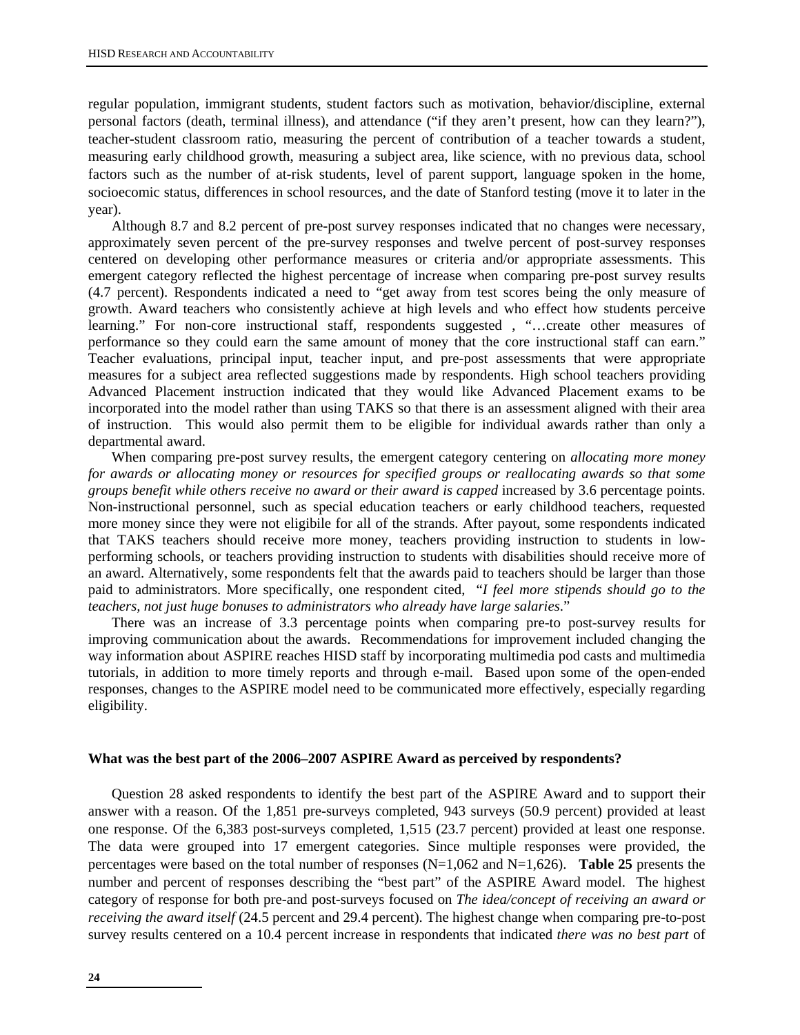regular population, immigrant students, student factors such as motivation, behavior/discipline, external personal factors (death, terminal illness), and attendance ("if they aren't present, how can they learn?"), teacher-student classroom ratio, measuring the percent of contribution of a teacher towards a student, measuring early childhood growth, measuring a subject area, like science, with no previous data, school factors such as the number of at-risk students, level of parent support, language spoken in the home, socioecomic status, differences in school resources, and the date of Stanford testing (move it to later in the year).

Although 8.7 and 8.2 percent of pre-post survey responses indicated that no changes were necessary, approximately seven percent of the pre-survey responses and twelve percent of post-survey responses centered on developing other performance measures or criteria and/or appropriate assessments. This emergent category reflected the highest percentage of increase when comparing pre-post survey results (4.7 percent). Respondents indicated a need to "get away from test scores being the only measure of growth. Award teachers who consistently achieve at high levels and who effect how students perceive learning." For non-core instructional staff, respondents suggested , "…create other measures of performance so they could earn the same amount of money that the core instructional staff can earn." Teacher evaluations, principal input, teacher input, and pre-post assessments that were appropriate measures for a subject area reflected suggestions made by respondents. High school teachers providing Advanced Placement instruction indicated that they would like Advanced Placement exams to be incorporated into the model rather than using TAKS so that there is an assessment aligned with their area of instruction. This would also permit them to be eligible for individual awards rather than only a departmental award.

When comparing pre-post survey results, the emergent category centering on *allocating more money for awards or allocating money or resources for specified groups or reallocating awards so that some groups benefit while others receive no award or their award is capped* increased by 3.6 percentage points. Non-instructional personnel, such as special education teachers or early childhood teachers, requested more money since they were not eligibile for all of the strands. After payout, some respondents indicated that TAKS teachers should receive more money, teachers providing instruction to students in low-performing schools, or teachers providing instruction to students with disabilities should receive more of an award. Alternatively, some respondents felt that the awards paid to teachers should be larger than those paid to administrators. More specifically, one respondent cited, "*I feel more stipends should go to the teachers, not just huge bonuses to administrators who already have large salaries*."

There was an increase of 3.3 percentage points when comparing pre-to post-survey results for improving communication about the awards. Recommendations for improvement included changing the way information about ASPIRE reaches HISD staff by incorporating multimedia pod casts and multimedia tutorials, in addition to more timely reports and through e-mail. Based upon some of the open-ended responses, changes to the ASPIRE model need to be communicated more effectively, especially regarding eligibility.

**What was the best part of the 2006–2007 ASPIRE Award as perceived by respondents?**

Question 28 asked respondents to identify the best part of the ASPIRE Award and to support their answer with a reason. Of the 1,851 pre-surveys completed, 943 surveys (50.9 percent) provided at least one response. Of the 6,383 post-surveys completed, 1,515 (23.7 percent) provided at least one response. The data were grouped into 17 emergent categories. Since multiple responses were provided, the percentages were based on the total number of responses (N=1,062 and N=1,626). **Table 25** presents the number and percent of responses describing the "best part" of the ASPIRE Award model. The highest category of response for both pre-and post-surveys focused on *The idea/concept of receiving an award or receiving the award itself* (24.5 percent and 29.4 percent). The highest change when comparing pre-to-post survey results centered on a 10.4 percent increase in respondents that indicated *there was no best part* of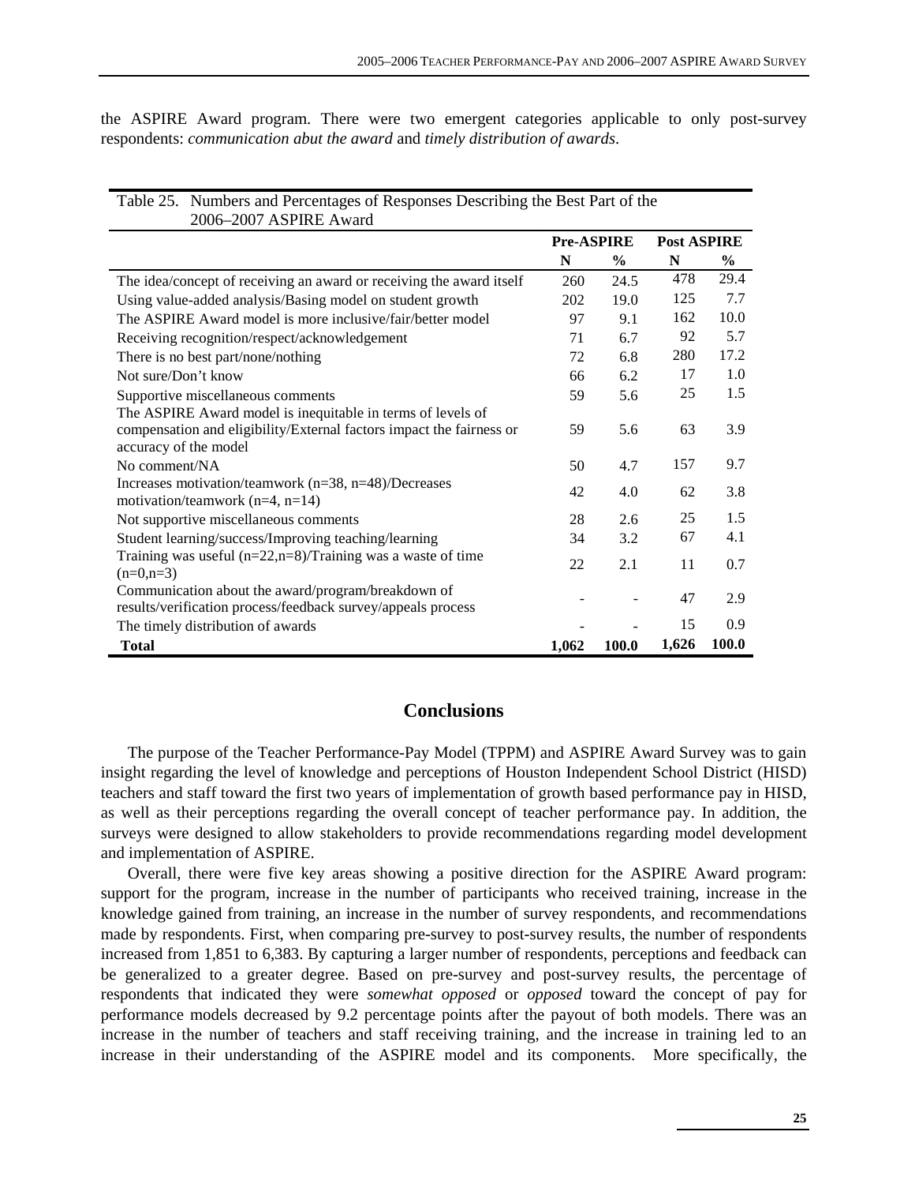the ASPIRE Award program. There were two emergent categories applicable to only post-survey respondents: *communication abut the award* and *timely distribution of awards*.

Table 25. Numbers and Percentages of Responses Describing the Best Part of the 2006–2007 ASPIRE Award

| | Pre-ASPIRE | | Post ASPIRE | |
|---|---|---|---|---|
| | N | % | N | % |
| The idea/concept of receiving an award or receiving the award itself | 260 | 24.5 | 478 | 29.4 |
| Using value-added analysis/Basing model on student growth | 202 | 19.0 | 125 | 7.7 |
| The ASPIRE Award model is more inclusive/fair/better model | 97 | 9.1 | 162 | 10.0 |
| Receiving recognition/respect/acknowledgement | 71 | 6.7 | 92 | 5.7 |
| There is no best part/none/nothing | 72 | 6.8 | 280 | 17.2 |
| Not sure/Don't know | 66 | 6.2 | 17 | 1.0 |
| Supportive miscellaneous comments | 59 | 5.6 | 25 | 1.5 |
| The ASPIRE Award model is inequitable in terms of levels of compensation and eligibility/External factors impact the fairness or accuracy of the model | 59 | 5.6 | 63 | 3.9 |
| No comment/NA | 50 | 4.7 | 157 | 9.7 |
| Increases motivation/teamwork (n=38, n=48)/Decreases motivation/teamwork (n=4, n=14) | 42 | 4.0 | 62 | 3.8 |
| Not supportive miscellaneous comments | 28 | 2.6 | 25 | 1.5 |
| Student learning/success/Improving teaching/learning | 34 | 3.2 | 67 | 4.1 |
| Training was useful (n=22,n=8)/Training was a waste of time (n=0,n=3) | 22 | 2.1 | 11 | 0.7 |
| Communication about the award/program/breakdown of results/verification process/feedback survey/appeals process | - | - | 47 | 2.9 |
| The timely distribution of awards | - | - | 15 | 0.9 |
| **Total** | **1,062** | **100.0** | **1,626** | **100.0** |

## Conclusions

The purpose of the Teacher Performance-Pay Model (TPPM) and ASPIRE Award Survey was to gain insight regarding the level of knowledge and perceptions of Houston Independent School District (HISD) teachers and staff toward the first two years of implementation of growth based performance pay in HISD, as well as their perceptions regarding the overall concept of teacher performance pay. In addition, the surveys were designed to allow stakeholders to provide recommendations regarding model development and implementation of ASPIRE.

Overall, there were five key areas showing a positive direction for the ASPIRE Award program: support for the program, increase in the number of participants who received training, increase in the knowledge gained from training, an increase in the number of survey respondents, and recommendations made by respondents. First, when comparing pre-survey to post-survey results, the number of respondents increased from 1,851 to 6,383. By capturing a larger number of respondents, perceptions and feedback can be generalized to a greater degree. Based on pre-survey and post-survey results, the percentage of respondents that indicated they were *somewhat opposed* or *opposed* toward the concept of pay for performance models decreased by 9.2 percentage points after the payout of both models. There was an increase in the number of teachers and staff receiving training, and the increase in training led to an increase in their understanding of the ASPIRE model and its components. More specifically, the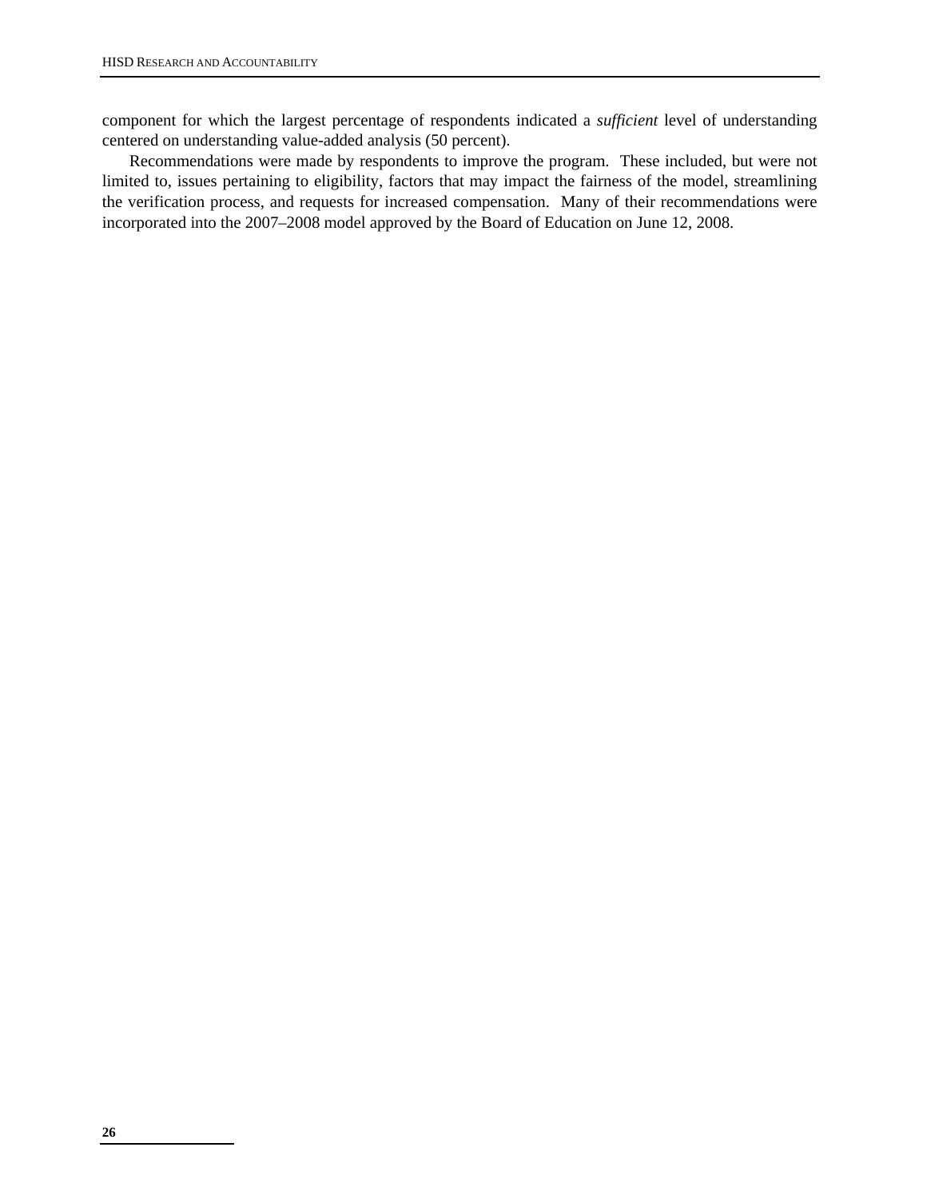component for which the largest percentage of respondents indicated a *sufficient* level of understanding centered on understanding value-added analysis (50 percent).

Recommendations were made by respondents to improve the program. These included, but were not limited to, issues pertaining to eligibility, factors that may impact the fairness of the model, streamlining the verification process, and requests for increased compensation. Many of their recommendations were incorporated into the 2007–2008 model approved by the Board of Education on June 12, 2008.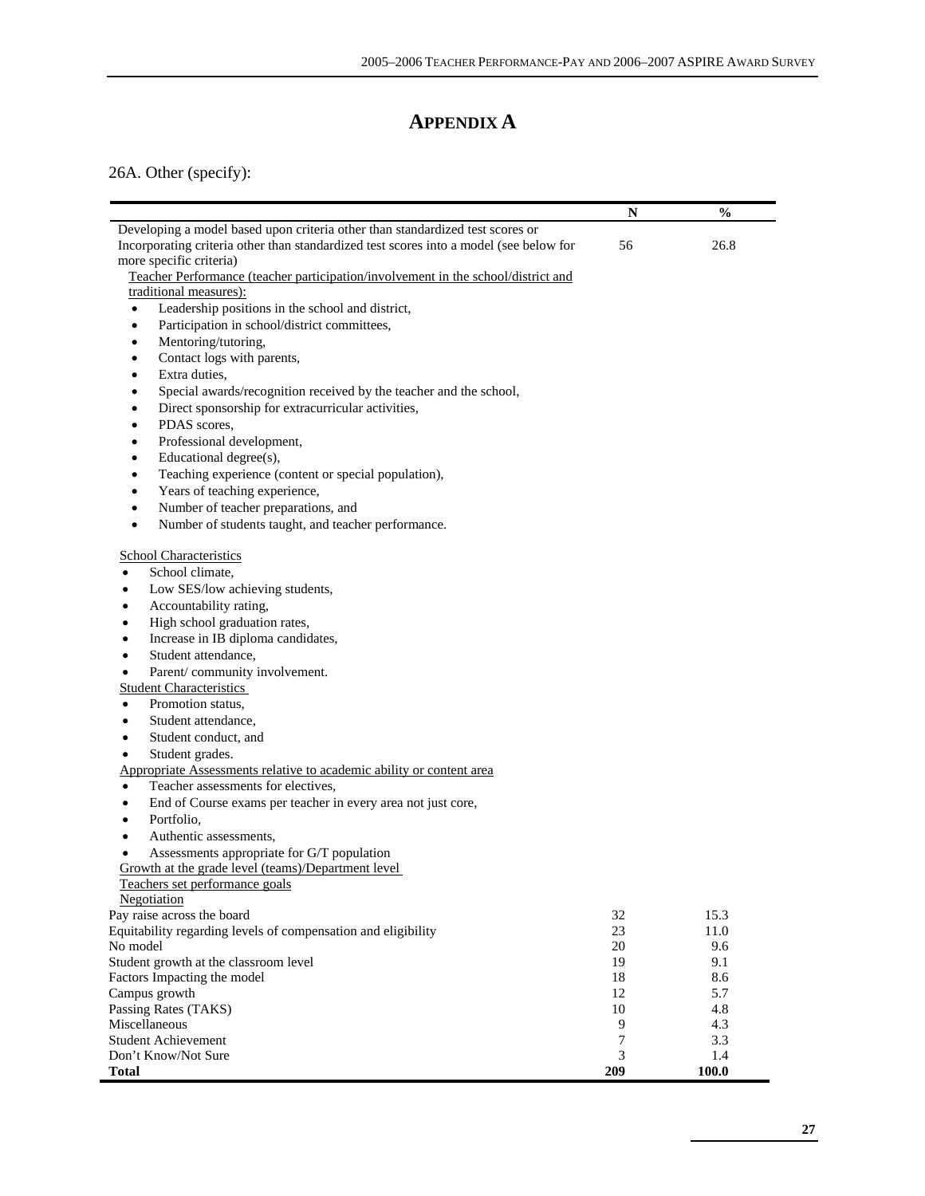# APPENDIX A

26A. Other (specify):

| | N | % |
|---|---|---|
| Developing a model based upon criteria other than standardized test scores or Incorporating criteria other than standardized test scores into a model (see below for more specific criteria) | 56 | 26.8 |
| Teacher Performance (teacher participation/involvement in the school/district and traditional measures):<br>• Leadership positions in the school and district,<br>• Participation in school/district committees,<br>• Mentoring/tutoring,<br>• Contact logs with parents,<br>• Extra duties,<br>• Special awards/recognition received by the teacher and the school,<br>• Direct sponsorship for extracurricular activities,<br>• PDAS scores,<br>• Professional development,<br>• Educational degree(s),<br>• Teaching experience (content or special population),<br>• Years of teaching experience,<br>• Number of teacher preparations, and<br>• Number of students taught, and teacher performance. | | |
| School Characteristics<br>• School climate,<br>• Low SES/low achieving students,<br>• Accountability rating,<br>• High school graduation rates,<br>• Increase in IB diploma candidates,<br>• Student attendance,<br>• Parent/ community involvement. | | |
| Student Characteristics<br>• Promotion status,<br>• Student attendance,<br>• Student conduct, and<br>• Student grades. | | |
| Appropriate Assessments relative to academic ability or content area<br>• Teacher assessments for electives,<br>• End of Course exams per teacher in every area not just core,<br>• Portfolio,<br>• Authentic assessments,<br>• Assessments appropriate for G/T population | | |
| Growth at the grade level (teams)/Department level | | |
| Teachers set performance goals | | |
| Negotiation | | |
| Pay raise across the board | 32 | 15.3 |
| Equitability regarding levels of compensation and eligibility | 23 | 11.0 |
| No model | 20 | 9.6 |
| Student growth at the classroom level | 19 | 9.1 |
| Factors Impacting the model | 18 | 8.6 |
| Campus growth | 12 | 5.7 |
| Passing Rates (TAKS) | 10 | 4.8 |
| Miscellaneous | 9 | 4.3 |
| Student Achievement | 7 | 3.3 |
| Don't Know/Not Sure | 3 | 1.4 |
| **Total** | **209** | **100.0** |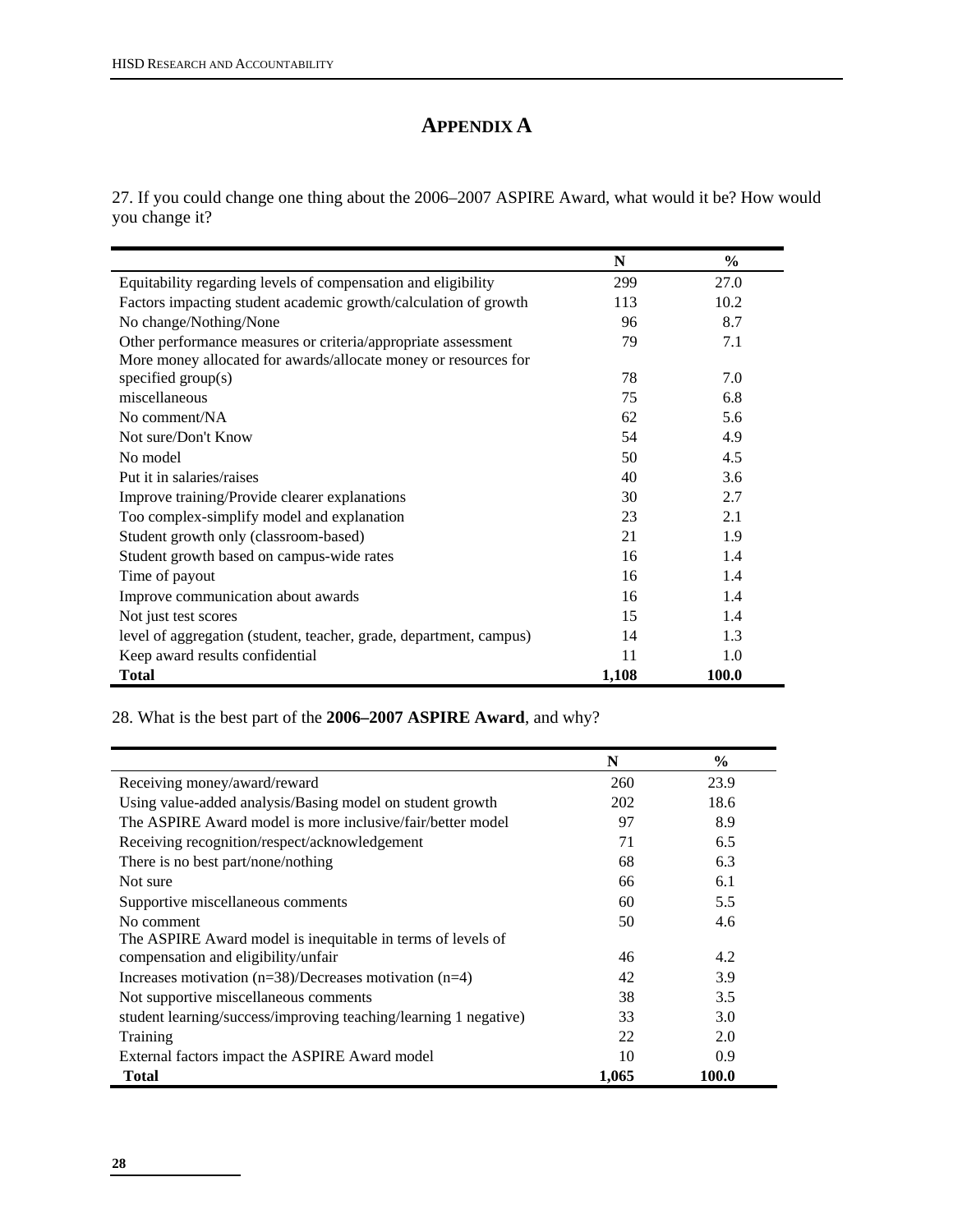# APPENDIX A

27. If you could change one thing about the 2006–2007 ASPIRE Award, what would it be? How would you change it?

| | N | % |
|---|---|---|
| Equitability regarding levels of compensation and eligibility | 299 | 27.0 |
| Factors impacting student academic growth/calculation of growth | 113 | 10.2 |
| No change/Nothing/None | 96 | 8.7 |
| Other performance measures or criteria/appropriate assessment | 79 | 7.1 |
| More money allocated for awards/allocate money or resources for specified group(s) | 78 | 7.0 |
| miscellaneous | 75 | 6.8 |
| No comment/NA | 62 | 5.6 |
| Not sure/Don't Know | 54 | 4.9 |
| No model | 50 | 4.5 |
| Put it in salaries/raises | 40 | 3.6 |
| Improve training/Provide clearer explanations | 30 | 2.7 |
| Too complex-simplify model and explanation | 23 | 2.1 |
| Student growth only (classroom-based) | 21 | 1.9 |
| Student growth based on campus-wide rates | 16 | 1.4 |
| Time of payout | 16 | 1.4 |
| Improve communication about awards | 16 | 1.4 |
| Not just test scores | 15 | 1.4 |
| level of aggregation (student, teacher, grade, department, campus) | 14 | 1.3 |
| Keep award results confidential | 11 | 1.0 |
| **Total** | **1,108** | **100.0** |

28. What is the best part of the **2006–2007 ASPIRE Award**, and why?

| | N | % |
|---|---|---|
| Receiving money/award/reward | 260 | 23.9 |
| Using value-added analysis/Basing model on student growth | 202 | 18.6 |
| The ASPIRE Award model is more inclusive/fair/better model | 97 | 8.9 |
| Receiving recognition/respect/acknowledgement | 71 | 6.5 |
| There is no best part/none/nothing | 68 | 6.3 |
| Not sure | 66 | 6.1 |
| Supportive miscellaneous comments | 60 | 5.5 |
| No comment | 50 | 4.6 |
| The ASPIRE Award model is inequitable in terms of levels of compensation and eligibility/unfair | 46 | 4.2 |
| Increases motivation (n=38)/Decreases motivation (n=4) | 42 | 3.9 |
| Not supportive miscellaneous comments | 38 | 3.5 |
| student learning/success/improving teaching/learning 1 negative) | 33 | 3.0 |
| Training | 22 | 2.0 |
| External factors impact the ASPIRE Award model | 10 | 0.9 |
| **Total** | **1,065** | **100.0** |